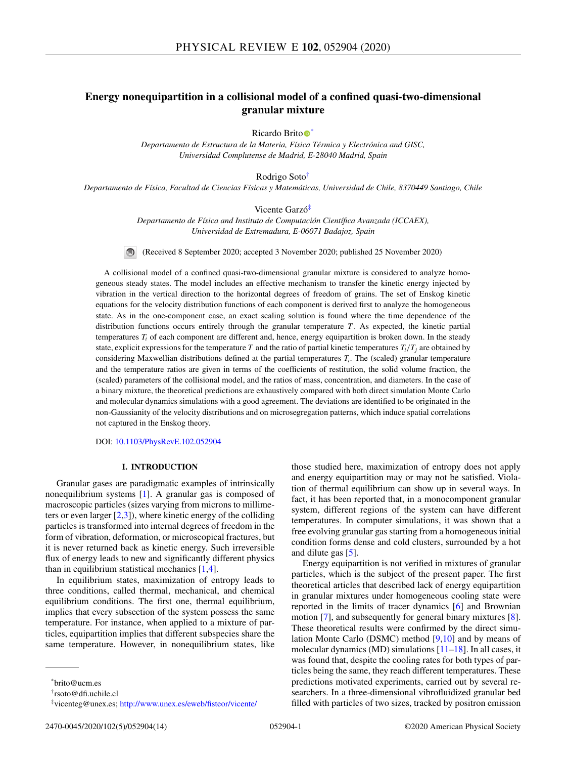# Energy nonequipartition in a collisional model of a confined quasi-two-dimensional granular mixture

Ricardo Brito [*]

*Departamento de Estructura de la Materia, Física Térmica y Electrónica and GISC, Universidad Complutense de Madrid, E-28040 Madrid, Spain*

Rodrigo Soto [†]

*Departamento de Física, Facultad de Ciencias Físicas y Matemáticas, Universidad de Chile, 8370449 Santiago, Chile*

Vicente Garzó [‡]

*Departamento de Física and Instituto de Computación Científica Avanzada (ICCAEX), Universidad de Extremadura, E-06071 Badajoz, Spain*

(Received 8 September 2020; accepted 3 November 2020; published 25 November 2020)

A collisional model of a confined quasi-two-dimensional granular mixture is considered to analyze homogeneous steady states. The model includes an effective mechanism to transfer the kinetic energy injected by vibration in the vertical direction to the horizontal degrees of freedom of grains. The set of Enskog kinetic equations for the velocity distribution functions of each component is derived first to analyze the homogeneous state. As in the one-component case, an exact scaling solution is found where the time dependence of the distribution functions occurs entirely through the granular temperature $T$. As expected, the kinetic partial temperatures $T_i$ of each component are different and, hence, energy equipartition is broken down. In the steady state, explicit expressions for the temperature $T$ and the ratio of partial kinetic temperatures $T_i/T_j$ are obtained by considering Maxwellian distributions defined at the partial temperatures $T_i$. The (scaled) granular temperature and the temperature ratios are given in terms of the coefficients of restitution, the solid volume fraction, the (scaled) parameters of the collisional model, and the ratios of mass, concentration, and diameters. In the case of a binary mixture, the theoretical predictions are exhaustively compared with both direct simulation Monte Carlo and molecular dynamics simulations with a good agreement. The deviations are identified to be originated in the non-Gaussianity of the velocity distributions and on microsegregation patterns, which induce spatial correlations not captured in the Enskog theory.

DOI: 10.1103/PhysRevE.102.052904

## I. INTRODUCTION

Granular gases are paradigmatic examples of intrinsically nonequilibrium systems [1]. A granular gas is composed of macroscopic particles (sizes varying from microns to millimeters or even larger [2,3]), where kinetic energy of the colliding particles is transformed into internal degrees of freedom in the form of vibration, deformation, or microscopical fractures, but it is never returned back as kinetic energy. Such irreversible flux of energy leads to new and significantly different physics than in equilibrium statistical mechanics [1,4].

In equilibrium states, maximization of entropy leads to three conditions, called thermal, mechanical, and chemical equilibrium conditions. The first one, thermal equilibrium, implies that every subsection of the system possess the same temperature. For instance, when applied to a mixture of particles, equipartition implies that different subspecies share the same temperature. However, in nonequilibrium states, like those studied here, maximization of entropy does not apply and energy equipartition may or may not be satisfied. Violation of thermal equilibrium can show up in several ways. In fact, it has been reported that, in a monocomponent granular system, different regions of the system can have different temperatures. In computer simulations, it was shown that a free evolving granular gas starting from a homogeneous initial condition forms dense and cold clusters, surrounded by a hot and dilute gas [5].

Energy equipartition is not verified in mixtures of granular particles, which is the subject of the present paper. The first theoretical articles that described lack of energy equipartition in granular mixtures under homogeneous cooling state were reported in the limits of tracer dynamics [6] and Brownian motion [7], and subsequently for general binary mixtures [8]. These theoretical results were confirmed by the direct simulation Monte Carlo (DSMC) method [9,10] and by means of molecular dynamics (MD) simulations [11–18]. In all cases, it was found that, despite the cooling rates for both types of particles being the same, they reach different temperatures. These predictions motivated experiments, carried out by several researchers. In a three-dimensional vibrofluidized granular bed filled with particles of two sizes, tracked by positron emission

---

[*] brito@ucm.es

[†] rsoto@dfi.uchile.cl

[‡] vicenteg@unex.es; http://www.unex.es/eweb/fisteor/vicente/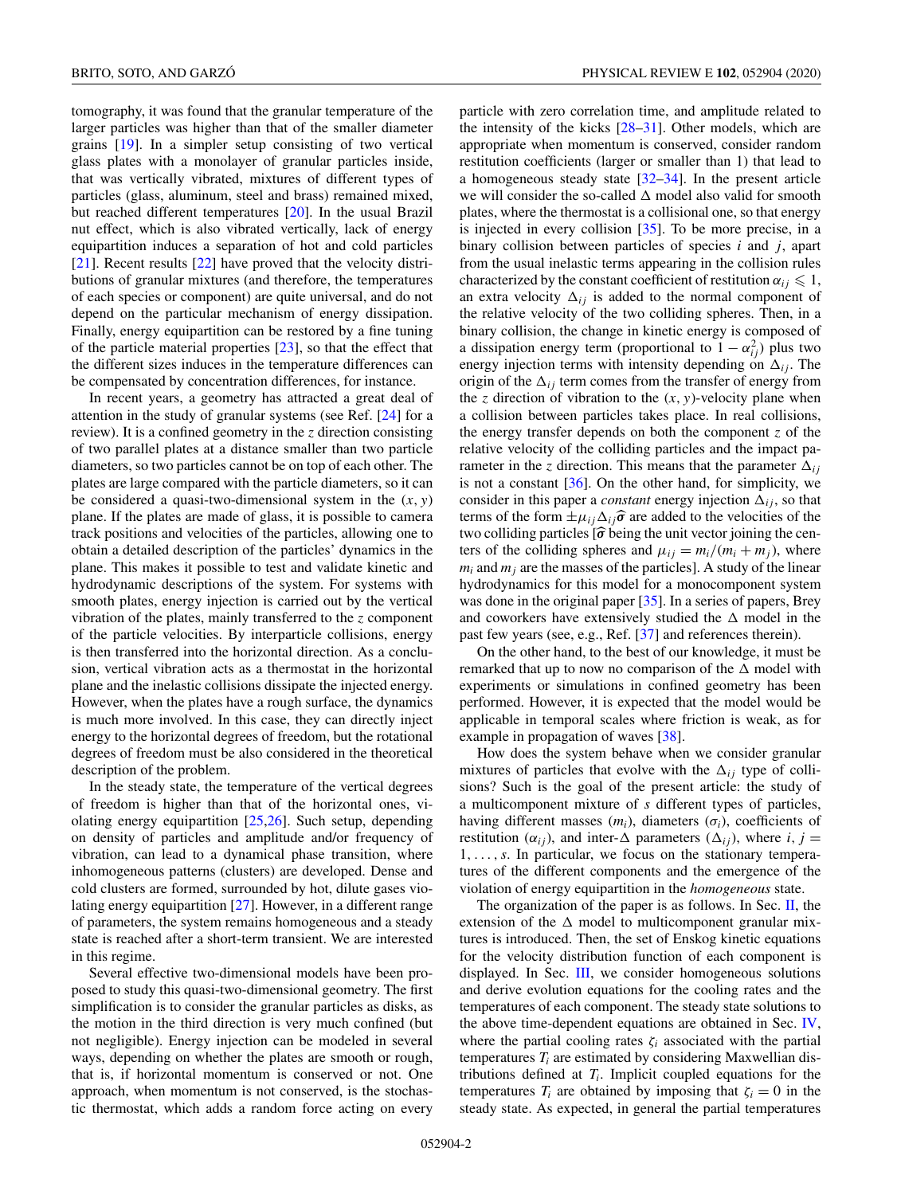tomography, it was found that the granular temperature of the larger particles was higher than that of the smaller diameter grains [19]. In a simpler setup consisting of two vertical glass plates with a monolayer of granular particles inside, that was vertically vibrated, mixtures of different types of particles (glass, aluminum, steel and brass) remained mixed, but reached different temperatures [20]. In the usual Brazil nut effect, which is also vibrated vertically, lack of energy equipartition induces a separation of hot and cold particles [21]. Recent results [22] have proved that the velocity distributions of granular mixtures (and therefore, the temperatures of each species or component) are quite universal, and do not depend on the particular mechanism of energy dissipation. Finally, energy equipartition can be restored by a fine tuning of the particle material properties [23], so that the effect that the different sizes induces in the temperature differences can be compensated by concentration differences, for instance.

In recent years, a geometry has attracted a great deal of attention in the study of granular systems (see Ref. [24] for a review). It is a confined geometry in the $z$ direction consisting of two parallel plates at a distance smaller than two particle diameters, so two particles cannot be on top of each other. The plates are large compared with the particle diameters, so it can be considered a quasi-two-dimensional system in the $(x, y)$ plane. If the plates are made of glass, it is possible to camera track positions and velocities of the particles, allowing one to obtain a detailed description of the particles' dynamics in the plane. This makes it possible to test and validate kinetic and hydrodynamic descriptions of the system. For systems with smooth plates, energy injection is carried out by the vertical vibration of the plates, mainly transferred to the $z$ component of the particle velocities. By interparticle collisions, energy is then transferred into the horizontal direction. As a conclusion, vertical vibration acts as a thermostat in the horizontal plane and the inelastic collisions dissipate the injected energy. However, when the plates have a rough surface, the dynamics is much more involved. In this case, they can directly inject energy to the horizontal degrees of freedom, but the rotational degrees of freedom must be also considered in the theoretical description of the problem.

In the steady state, the temperature of the vertical degrees of freedom is higher than that of the horizontal ones, violating energy equipartition [25,26]. Such setup, depending on density of particles and amplitude and/or frequency of vibration, can lead to a dynamical phase transition, where inhomogeneous patterns (clusters) are developed. Dense and cold clusters are formed, surrounded by hot, dilute gases violating energy equipartition [27]. However, in a different range of parameters, the system remains homogeneous and a steady state is reached after a short-term transient. We are interested in this regime.

Several effective two-dimensional models have been proposed to study this quasi-two-dimensional geometry. The first simplification is to consider the granular particles as disks, as the motion in the third direction is very much confined (but not negligible). Energy injection can be modeled in several ways, depending on whether the plates are smooth or rough, that is, if horizontal momentum is conserved or not. One approach, when momentum is not conserved, is the stochastic thermostat, which adds a random force acting on every particle with zero correlation time, and amplitude related to the intensity of the kicks [28–31]. Other models, which are appropriate when momentum is conserved, consider random restitution coefficients (larger or smaller than 1) that lead to a homogeneous steady state [32–34]. In the present article we will consider the so-called $\Delta$ model also valid for smooth plates, where the thermostat is a collisional one, so that energy is injected in every collision [35]. To be more precise, in a binary collision between particles of species $i$ and $j$, apart from the usual inelastic terms appearing in the collision rules characterized by the constant coefficient of restitution $\alpha_{ij} \leqslant 1$, an extra velocity $\Delta_{ij}$ is added to the normal component of the relative velocity of the two colliding spheres. Then, in a binary collision, the change in kinetic energy is composed of a dissipation energy term (proportional to $1-\alpha_{ij}^2$) plus two energy injection terms with intensity depending on $\Delta_{ij}$. The origin of the $\Delta_{ij}$ term comes from the transfer of energy from the $z$ direction of vibration to the $(x, y)$-velocity plane when a collision between particles takes place. In real collisions, the energy transfer depends on both the component $z$ of the relative velocity of the colliding particles and the impact parameter in the $z$ direction. This means that the parameter $\Delta_{ij}$ is not a constant [36]. On the other hand, for simplicity, we consider in this paper a *constant* energy injection $\Delta_{ij}$, so that terms of the form $\pm\mu_{ij}\Delta_{ij}\widehat{\boldsymbol{\sigma}}$ are added to the velocities of the two colliding particles [$\widehat{\boldsymbol{\sigma}}$ being the unit vector joining the centers of the colliding spheres and $\mu_{ij} = m_i/(m_i + m_j)$, where $m_i$ and $m_j$ are the masses of the particles]. A study of the linear hydrodynamics for this model for a monocomponent system was done in the original paper [35]. In a series of papers, Brey and coworkers have extensively studied the $\Delta$ model in the past few years (see, e.g., Ref. [37] and references therein).

On the other hand, to the best of our knowledge, it must be remarked that up to now no comparison of the $\Delta$ model with experiments or simulations in confined geometry has been performed. However, it is expected that the model would be applicable in temporal scales where friction is weak, as for example in propagation of waves [38].

How does the system behave when we consider granular mixtures of particles that evolve with the $\Delta_{ij}$ type of collisions? Such is the goal of the present article: the study of a multicomponent mixture of $s$ different types of particles, having different masses ($m_i$), diameters ($\sigma_i$), coefficients of restitution ($\alpha_{ij}$), and inter-$\Delta$ parameters ($\Delta_{ij}$), where $i, j = 1, \ldots, s$. In particular, we focus on the stationary temperatures of the different components and the emergence of the violation of energy equipartition in the *homogeneous* state.

The organization of the paper is as follows. In Sec. II, the extension of the $\Delta$ model to multicomponent granular mixtures is introduced. Then, the set of Enskog kinetic equations for the velocity distribution function of each component is displayed. In Sec. III, we consider homogeneous solutions and derive evolution equations for the cooling rates and the temperatures of each component. The steady state solutions to the above time-dependent equations are obtained in Sec. IV, where the partial cooling rates $\zeta_i$ associated with the partial temperatures $T_i$ are estimated by considering Maxwellian distributions defined at $T_i$. Implicit coupled equations for the temperatures $T_i$ are obtained by imposing that $\zeta_i = 0$ in the steady state. As expected, in general the partial temperatures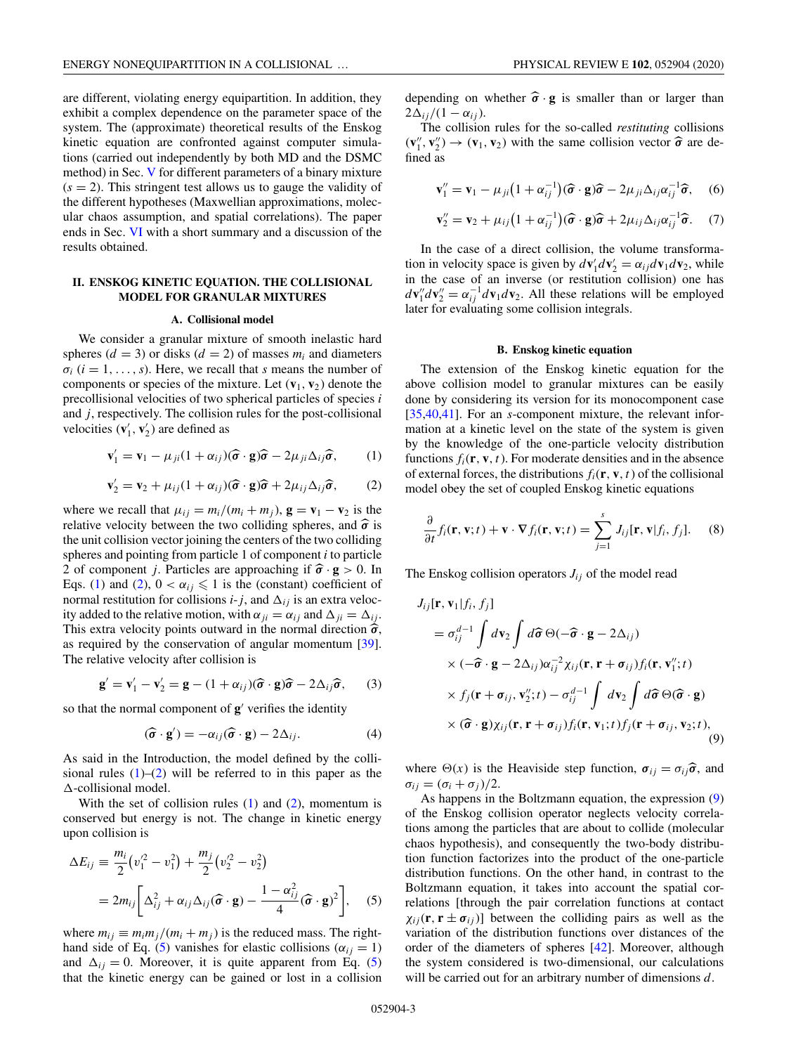are different, violating energy equipartition. In addition, they exhibit a complex dependence on the parameter space of the system. The (approximate) theoretical results of the Enskog kinetic equation are confronted against computer simulations (carried out independently by both MD and the DSMC method) in Sec. V for different parameters of a binary mixture ($s = 2$). This stringent test allows us to gauge the validity of the different hypotheses (Maxwellian approximations, molecular chaos assumption, and spatial correlations). The paper ends in Sec. VI with a short summary and a discussion of the results obtained.

## II. ENSKOG KINETIC EQUATION. THE COLLISIONAL MODEL FOR GRANULAR MIXTURES

### A. Collisional model

We consider a granular mixture of smooth inelastic hard spheres ($d = 3$) or disks ($d = 2$) of masses $m_i$ and diameters $\sigma_i$ ($i = 1, \dots, s$). Here, we recall that $s$ means the number of components or species of the mixture. Let $(\mathbf{v}_1, \mathbf{v}_2)$ denote the precollisional velocities of two spherical particles of species $i$ and $j$, respectively. The collision rules for the post-collisional velocities $(\mathbf{v}_1', \mathbf{v}_2')$ are defined as

$$\mathbf{v}_1' = \mathbf{v}_1 - \mu_{ji}(1+\alpha_{ij})(\widehat{\boldsymbol{\sigma}}\cdot\mathbf{g})\widehat{\boldsymbol{\sigma}} - 2\mu_{ji}\Delta_{ij}\widehat{\boldsymbol{\sigma}}, \tag{1}$$

$$\mathbf{v}_2' = \mathbf{v}_2 + \mu_{ij}(1+\alpha_{ij})(\widehat{\boldsymbol{\sigma}}\cdot\mathbf{g})\widehat{\boldsymbol{\sigma}} + 2\mu_{ij}\Delta_{ij}\widehat{\boldsymbol{\sigma}}, \tag{2}$$

where we recall that $\mu_{ij} = m_i/(m_i + m_j)$, $\mathbf{g} = \mathbf{v}_1 - \mathbf{v}_2$ is the relative velocity between the two colliding spheres, and $\widehat{\boldsymbol{\sigma}}$ is the unit collision vector joining the centers of the two colliding spheres and pointing from particle 1 of component $i$ to particle 2 of component $j$. Particles are approaching if $\widehat{\boldsymbol{\sigma}}\cdot\mathbf{g} > 0$. In Eqs. (1) and (2), $0 < \alpha_{ij} \leqslant 1$ is the (constant) coefficient of normal restitution for collisions $i$-$j$, and $\Delta_{ij}$ is an extra velocity added to the relative motion, with $\alpha_{ji} = \alpha_{ij}$ and $\Delta_{ji} = \Delta_{ij}$. This extra velocity points outward in the normal direction $\widehat{\boldsymbol{\sigma}}$, as required by the conservation of angular momentum [39]. The relative velocity after collision is

$$\mathbf{g}' = \mathbf{v}_1' - \mathbf{v}_2' = \mathbf{g} - (1+\alpha_{ij})(\widehat{\boldsymbol{\sigma}}\cdot\mathbf{g})\widehat{\boldsymbol{\sigma}} - 2\Delta_{ij}\widehat{\boldsymbol{\sigma}}, \tag{3}$$

so that the normal component of $\mathbf{g}'$ verifies the identity

$$(\widehat{\boldsymbol{\sigma}}\cdot\mathbf{g}') = -\alpha_{ij}(\widehat{\boldsymbol{\sigma}}\cdot\mathbf{g}) - 2\Delta_{ij}. \tag{4}$$

As said in the Introduction, the model defined by the collisional rules (1)–(2) will be referred to in this paper as the $\Delta$-collisional model.

With the set of collision rules (1) and (2), momentum is conserved but energy is not. The change in kinetic energy upon collision is

$$\begin{aligned}\Delta E_{ij} &\equiv \frac{m_i}{2}\left(v_1'^2 - v_1^2\right) + \frac{m_j}{2}\left(v_2'^2 - v_2^2\right)\\ &= 2m_{ij}\left[\Delta_{ij}^2 + \alpha_{ij}\Delta_{ij}(\widehat{\boldsymbol{\sigma}}\cdot\mathbf{g}) - \frac{1-\alpha_{ij}^2}{4}(\widehat{\boldsymbol{\sigma}}\cdot\mathbf{g})^2\right],\end{aligned} \tag{5}$$

where $m_{ij} \equiv m_i m_j/(m_i + m_j)$ is the reduced mass. The right-hand side of Eq. (5) vanishes for elastic collisions ($\alpha_{ij} = 1$) and $\Delta_{ij} = 0$. Moreover, it is quite apparent from Eq. (5) that the kinetic energy can be gained or lost in a collision depending on whether $\widehat{\boldsymbol{\sigma}}\cdot\mathbf{g}$ is smaller than or larger than $2\Delta_{ij}/(1-\alpha_{ij})$.

The collision rules for the so-called *restituting* collisions $(\mathbf{v}_1'', \mathbf{v}_2'') \to (\mathbf{v}_1, \mathbf{v}_2)$ with the same collision vector $\widehat{\boldsymbol{\sigma}}$ are defined as

$$\mathbf{v}_1'' = \mathbf{v}_1 - \mu_{ji}\left(1+\alpha_{ij}^{-1}\right)(\widehat{\boldsymbol{\sigma}}\cdot\mathbf{g})\widehat{\boldsymbol{\sigma}} - 2\mu_{ji}\Delta_{ij}\alpha_{ij}^{-1}\widehat{\boldsymbol{\sigma}}, \tag{6}$$

$$\mathbf{v}_2'' = \mathbf{v}_2 + \mu_{ij}\left(1+\alpha_{ij}^{-1}\right)(\widehat{\boldsymbol{\sigma}}\cdot\mathbf{g})\widehat{\boldsymbol{\sigma}} + 2\mu_{ij}\Delta_{ij}\alpha_{ij}^{-1}\widehat{\boldsymbol{\sigma}}. \tag{7}$$

In the case of a direct collision, the volume transformation in velocity space is given by $d\mathbf{v}_1' d\mathbf{v}_2' = \alpha_{ij} d\mathbf{v}_1 d\mathbf{v}_2$, while in the case of an inverse (or restitution collision) one has $d\mathbf{v}_1'' d\mathbf{v}_2'' = \alpha_{ij}^{-1} d\mathbf{v}_1 d\mathbf{v}_2$. All these relations will be employed later for evaluating some collision integrals.

### B. Enskog kinetic equation

The extension of the Enskog kinetic equation for the above collision model to granular mixtures can be easily done by considering its version for its monocomponent case [35,40,41]. For an $s$-component mixture, the relevant information at a kinetic level on the state of the system is given by the knowledge of the one-particle velocity distribution functions $f_i(\mathbf{r}, \mathbf{v}, t)$. For moderate densities and in the absence of external forces, the distributions $f_i(\mathbf{r}, \mathbf{v}, t)$ of the collisional model obey the set of coupled Enskog kinetic equations

$$\frac{\partial}{\partial t}f_i(\mathbf{r},\mathbf{v};t) + \mathbf{v}\cdot\nabla f_i(\mathbf{r},\mathbf{v};t) = \sum_{j=1}^{s} J_{ij}[\mathbf{r},\mathbf{v}|f_i,f_j]. \tag{8}$$

The Enskog collision operators $J_{ij}$ of the model read

$$\begin{aligned}J_{ij}[\mathbf{r},\mathbf{v}_1|f_i,f_j] &= \sigma_{ij}^{d-1}\int d\mathbf{v}_2\int d\widehat{\boldsymbol{\sigma}}\,\Theta(-\widehat{\boldsymbol{\sigma}}\cdot\mathbf{g} - 2\Delta_{ij})\\ &\quad\times(-\widehat{\boldsymbol{\sigma}}\cdot\mathbf{g} - 2\Delta_{ij})\alpha_{ij}^{-2}\chi_{ij}(\mathbf{r},\mathbf{r}+\boldsymbol{\sigma}_{ij})f_i(\mathbf{r},\mathbf{v}_1'';t)\\ &\quad\times f_j(\mathbf{r}+\boldsymbol{\sigma}_{ij},\mathbf{v}_2'';t) - \sigma_{ij}^{d-1}\int d\mathbf{v}_2\int d\widehat{\boldsymbol{\sigma}}\,\Theta(\widehat{\boldsymbol{\sigma}}\cdot\mathbf{g})\\ &\quad\times(\widehat{\boldsymbol{\sigma}}\cdot\mathbf{g})\chi_{ij}(\mathbf{r},\mathbf{r}+\boldsymbol{\sigma}_{ij})f_i(\mathbf{r},\mathbf{v}_1;t)f_j(\mathbf{r}+\boldsymbol{\sigma}_{ij},\mathbf{v}_2;t),\end{aligned} \tag{9}$$

where $\Theta(x)$ is the Heaviside step function, $\boldsymbol{\sigma}_{ij} = \sigma_{ij}\widehat{\boldsymbol{\sigma}}$, and $\sigma_{ij} = (\sigma_i + \sigma_j)/2$.

As happens in the Boltzmann equation, the expression (9) of the Enskog collision operator neglects velocity correlations among the particles that are about to collide (molecular chaos hypothesis), and consequently the two-body distribution function factorizes into the product of the one-particle distribution functions. On the other hand, in contrast to the Boltzmann equation, it takes into account the spatial correlations [through the pair correlation functions at contact $\chi_{ij}(\mathbf{r}, \mathbf{r}\pm\boldsymbol{\sigma}_{ij})$] between the colliding pairs as well as the variation of the distribution functions over distances of the order of the diameters of spheres [42]. Moreover, although the system considered is two-dimensional, our calculations will be carried out for an arbitrary number of dimensions $d$.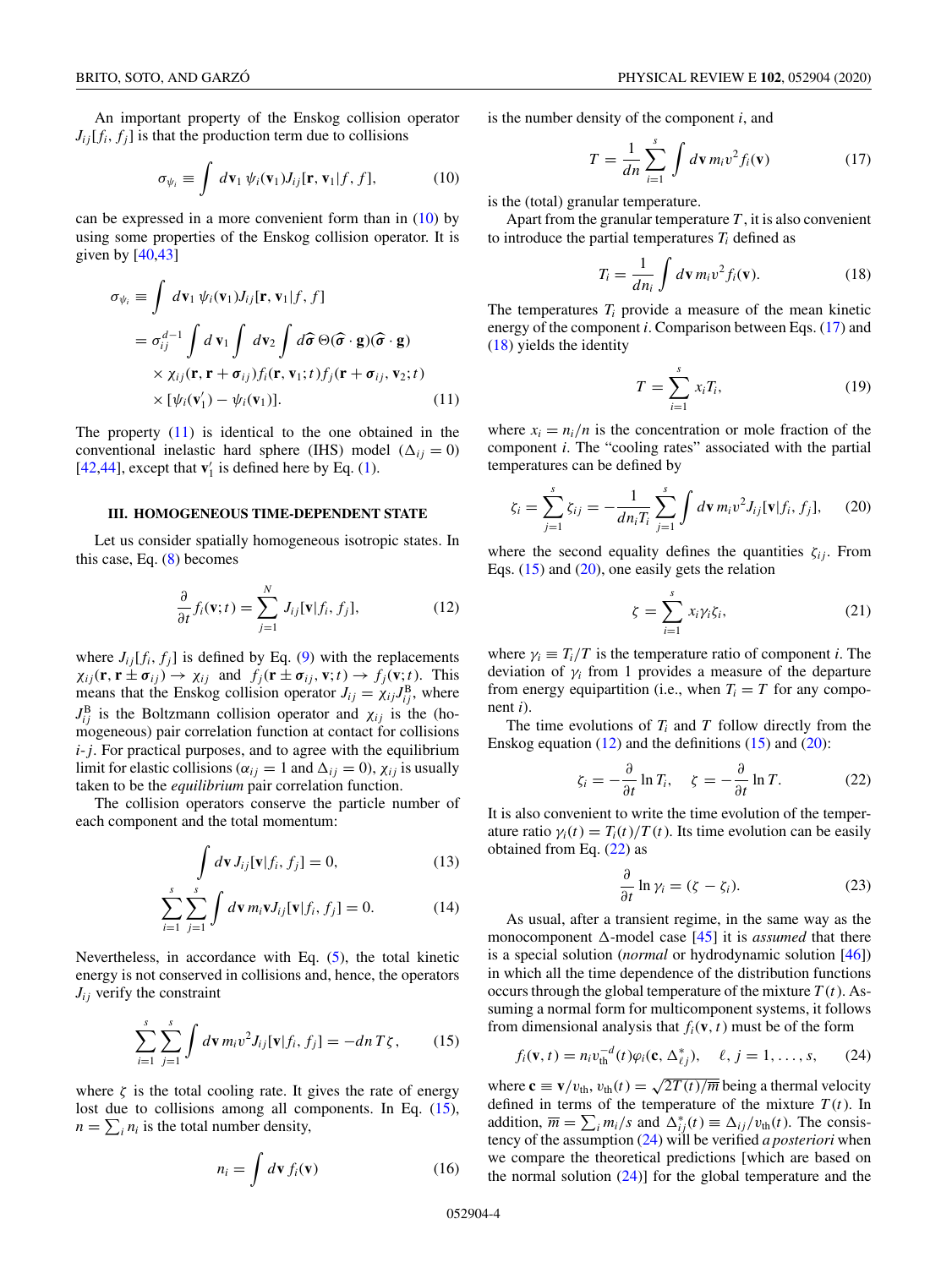An important property of the Enskog collision operator $J_{ij}[f_i, f_j]$ is that the production term due to collisions

$$\sigma_{\psi_i} \equiv \int d\mathbf{v}_1\, \psi_i(\mathbf{v}_1) J_{ij}[\mathbf{r}, \mathbf{v}_1|f, f], \tag{10}$$

can be expressed in a more convenient form than in (10) by using some properties of the Enskog collision operator. It is given by [40,43]

$$\begin{aligned}\sigma_{\psi_i} &\equiv \int d\mathbf{v}_1\, \psi_i(\mathbf{v}_1) J_{ij}[\mathbf{r}, \mathbf{v}_1|f, f] \\ &= \sigma_{ij}^{d-1} \int d\,\mathbf{v}_1 \int d\mathbf{v}_2 \int d\widehat{\boldsymbol{\sigma}}\, \Theta(\widehat{\boldsymbol{\sigma}}\cdot\mathbf{g})(\widehat{\boldsymbol{\sigma}}\cdot\mathbf{g}) \\ &\quad\times \chi_{ij}(\mathbf{r}, \mathbf{r}+\boldsymbol{\sigma}_{ij}) f_i(\mathbf{r}, \mathbf{v}_1; t) f_j(\mathbf{r}+\boldsymbol{\sigma}_{ij}, \mathbf{v}_2; t) \\ &\quad\times [\psi_i(\mathbf{v}_1') - \psi_i(\mathbf{v}_1)].\end{aligned} \tag{11}$$

The property (11) is identical to the one obtained in the conventional inelastic hard sphere (IHS) model ($\Delta_{ij} = 0$) [42,44], except that $\mathbf{v}_1'$ is defined here by Eq. (1).

### III. HOMOGENEOUS TIME-DEPENDENT STATE

Let us consider spatially homogeneous isotropic states. In this case, Eq. (8) becomes

$$\frac{\partial}{\partial t} f_i(\mathbf{v}; t) = \sum_{j=1}^{N} J_{ij}[\mathbf{v}|f_i, f_j], \tag{12}$$

where $J_{ij}[f_i, f_j]$ is defined by Eq. (9) with the replacements $\chi_{ij}(\mathbf{r}, \mathbf{r} \pm \boldsymbol{\sigma}_{ij}) \to \chi_{ij}$ and $f_j(\mathbf{r} \pm \boldsymbol{\sigma}_{ij}, \mathbf{v}; t) \to f_j(\mathbf{v}; t)$. This means that the Enskog collision operator $J_{ij} = \chi_{ij} J_{ij}^{\text{B}}$, where $J_{ij}^{\text{B}}$ is the Boltzmann collision operator and $\chi_{ij}$ is the (homogeneous) pair correlation function at contact for collisions $i$-$j$. For practical purposes, and to agree with the equilibrium limit for elastic collisions ($\alpha_{ij} = 1$ and $\Delta_{ij} = 0$), $\chi_{ij}$ is usually taken to be the *equilibrium* pair correlation function.

The collision operators conserve the particle number of each component and the total momentum:

$$\int d\mathbf{v}\, J_{ij}[\mathbf{v}|f_i, f_j] = 0, \tag{13}$$

$$\sum_{i=1}^{s} \sum_{j=1}^{s} \int d\mathbf{v}\, m_i \mathbf{v} J_{ij}[\mathbf{v}|f_i, f_j] = 0. \tag{14}$$

Nevertheless, in accordance with Eq. (5), the total kinetic energy is not conserved in collisions and, hence, the operators $J_{ij}$ verify the constraint

$$\sum_{i=1}^{s} \sum_{j=1}^{s} \int d\mathbf{v}\, m_i v^2 J_{ij}[\mathbf{v}|f_i, f_j] = -dn\, T\zeta, \tag{15}$$

where $\zeta$ is the total cooling rate. It gives the rate of energy lost due to collisions among all components. In Eq. (15), $n = \sum_i n_i$ is the total number density,

$$n_i = \int d\mathbf{v}\, f_i(\mathbf{v}) \tag{16}$$

is the number density of the component $i$, and

$$T = \frac{1}{dn} \sum_{i=1}^{s} \int d\mathbf{v}\, m_i v^2 f_i(\mathbf{v}) \tag{17}$$

is the (total) granular temperature.

Apart from the granular temperature $T$, it is also convenient to introduce the partial temperatures $T_i$ defined as

$$T_i = \frac{1}{dn_i} \int d\mathbf{v}\, m_i v^2 f_i(\mathbf{v}). \tag{18}$$

The temperatures $T_i$ provide a measure of the mean kinetic energy of the component $i$. Comparison between Eqs. (17) and (18) yields the identity

$$T = \sum_{i=1}^{s} x_i T_i, \tag{19}$$

where $x_i = n_i/n$ is the concentration or mole fraction of the component $i$. The "cooling rates" associated with the partial temperatures can be defined by

$$\zeta_i = \sum_{j=1}^{s} \zeta_{ij} = -\frac{1}{dn_i T_i} \sum_{j=1}^{s} \int d\mathbf{v}\, m_i v^2 J_{ij}[\mathbf{v}|f_i, f_j], \tag{20}$$

where the second equality defines the quantities $\zeta_{ij}$. From Eqs. (15) and (20), one easily gets the relation

$$\zeta = \sum_{i=1}^{s} x_i \gamma_i \zeta_i, \tag{21}$$

where $\gamma_i \equiv T_i/T$ is the temperature ratio of component $i$. The deviation of $\gamma_i$ from 1 provides a measure of the departure from energy equipartition (i.e., when $T_i = T$ for any component $i$).

The time evolutions of $T_i$ and $T$ follow directly from the Enskog equation (12) and the definitions (15) and (20):

$$\zeta_i = -\frac{\partial}{\partial t} \ln T_i, \quad \zeta = -\frac{\partial}{\partial t} \ln T. \tag{22}$$

It is also convenient to write the time evolution of the temperature ratio $\gamma_i(t) = T_i(t)/T(t)$. Its time evolution can be easily obtained from Eq. (22) as

$$\frac{\partial}{\partial t} \ln \gamma_i = (\zeta - \zeta_i). \tag{23}$$

As usual, after a transient regime, in the same way as the monocomponent $\Delta$-model case [45] it is *assumed* that there is a special solution (*normal* or hydrodynamic solution [46]) in which all the time dependence of the distribution functions occurs through the global temperature of the mixture $T(t)$. Assuming a normal form for multicomponent systems, it follows from dimensional analysis that $f_i(\mathbf{v}, t)$ must be of the form

$$f_i(\mathbf{v}, t) = n_i v_{\text{th}}^{-d}(t) \varphi_i(\mathbf{c}, \Delta_{\ell j}^*), \quad \ell, j = 1, \ldots, s, \tag{24}$$

where $\mathbf{c} \equiv \mathbf{v}/v_{\text{th}}$, $v_{\text{th}}(t) = \sqrt{2T(t)/\overline{m}}$ being a thermal velocity defined in terms of the temperature of the mixture $T(t)$. In addition, $\overline{m} = \sum_i m_i/s$ and $\Delta_{ij}^*(t) \equiv \Delta_{ij}/v_{\text{th}}(t)$. The consistency of the assumption (24) will be verified *a posteriori* when we compare the theoretical predictions [which are based on the normal solution (24)] for the global temperature and the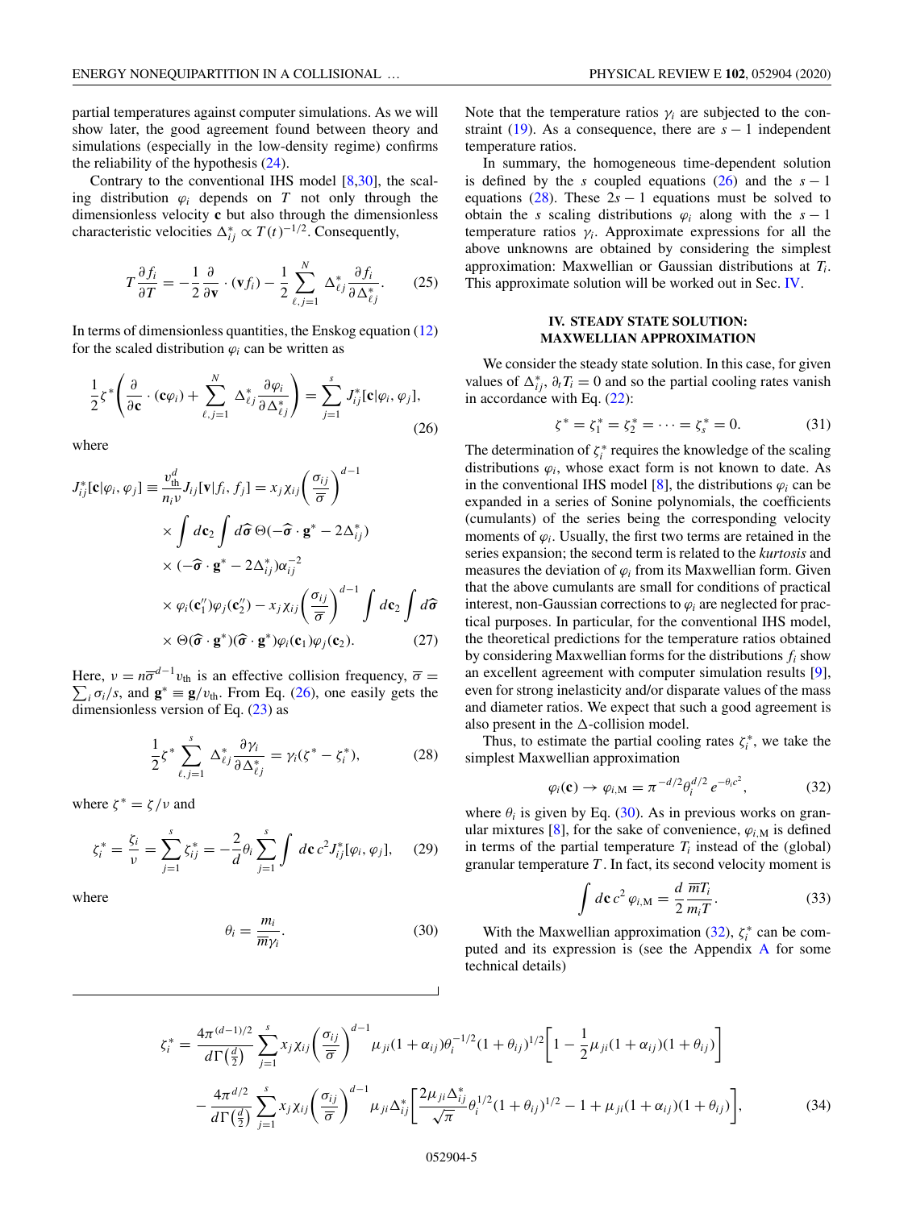partial temperatures against computer simulations. As we will show later, the good agreement found between theory and simulations (especially in the low-density regime) confirms the reliability of the hypothesis (24).

Contrary to the conventional IHS model [8,30], the scaling distribution $\varphi_i$ depends on $T$ not only through the dimensionless velocity $\mathbf{c}$ but also through the dimensionless characteristic velocities $\Delta_{ij}^* \propto T(t)^{-1/2}$. Consequently,

$$T\frac{\partial f_i}{\partial T} = -\frac{1}{2}\frac{\partial}{\partial \mathbf{v}}\cdot(\mathbf{v}f_i) - \frac{1}{2}\sum_{\ell,j=1}^{N}\Delta_{\ell j}^*\frac{\partial f_i}{\partial \Delta_{\ell j}^*}. \tag{25}$$

In terms of dimensionless quantities, the Enskog equation (12) for the scaled distribution $\varphi_i$ can be written as

$$\frac{1}{2}\zeta^*\left(\frac{\partial}{\partial \mathbf{c}}\cdot(\mathbf{c}\varphi_i) + \sum_{\ell,j=1}^{N}\Delta_{\ell j}^*\frac{\partial \varphi_i}{\partial \Delta_{\ell j}^*}\right) = \sum_{j=1}^{s}J_{ij}^*[\mathbf{c}|\varphi_i,\varphi_j], \tag{26}$$

where

$$\begin{aligned}
J_{ij}^*[\mathbf{c}|\varphi_i,\varphi_j] \equiv \frac{v_{\text{th}}^d}{n_i\nu}J_{ij}[\mathbf{v}|f_i,f_j] &= x_j\chi_{ij}\left(\frac{\sigma_{ij}}{\overline{\sigma}}\right)^{d-1} \\
&\times \int d\mathbf{c}_2\int d\widehat{\boldsymbol{\sigma}}\,\Theta(-\widehat{\boldsymbol{\sigma}}\cdot\mathbf{g}^* - 2\Delta_{ij}^*) \\
&\times (-\widehat{\boldsymbol{\sigma}}\cdot\mathbf{g}^* - 2\Delta_{ij}^*)\alpha_{ij}^{-2} \\
&\times \varphi_i(\mathbf{c}_1'')\varphi_j(\mathbf{c}_2'') - x_j\chi_{ij}\left(\frac{\sigma_{ij}}{\overline{\sigma}}\right)^{d-1}\int d\mathbf{c}_2\int d\widehat{\boldsymbol{\sigma}} \\
&\times \Theta(\widehat{\boldsymbol{\sigma}}\cdot\mathbf{g}^*)(\widehat{\boldsymbol{\sigma}}\cdot\mathbf{g}^*)\varphi_i(\mathbf{c}_1)\varphi_j(\mathbf{c}_2).
\end{aligned} \tag{27}$$

Here, $\nu = n\overline{\sigma}^{d-1}v_{\text{th}}$ is an effective collision frequency, $\overline{\sigma} = \sum_i \sigma_i/s$, and $\mathbf{g}^* \equiv \mathbf{g}/v_{\text{th}}$. From Eq. (26), one easily gets the dimensionless version of Eq. (23) as

$$\frac{1}{2}\zeta^*\sum_{\ell,j=1}^{s}\Delta_{\ell j}^*\frac{\partial \gamma_i}{\partial \Delta_{\ell j}^*} = \gamma_i(\zeta^* - \zeta_i^*), \tag{28}$$

where $\zeta^* = \zeta/\nu$ and

$$\zeta_i^* = \frac{\zeta_i}{\nu} = \sum_{j=1}^{s}\zeta_{ij}^* = -\frac{2}{d}\theta_i\sum_{j=1}^{s}\int d\mathbf{c}\,c^2 J_{ij}^*[\varphi_i,\varphi_j], \tag{29}$$

where

$$\theta_i = \frac{m_i}{\overline{m}\gamma_i}. \tag{30}$$

Note that the temperature ratios $\gamma_i$ are subjected to the constraint (19). As a consequence, there are $s-1$ independent temperature ratios.

In summary, the homogeneous time-dependent solution is defined by the $s$ coupled equations (26) and the $s-1$ equations (28). These $2s-1$ equations must be solved to obtain the $s$ scaling distributions $\varphi_i$ along with the $s-1$ temperature ratios $\gamma_i$. Approximate expressions for all the above unknowns are obtained by considering the simplest approximation: Maxwellian or Gaussian distributions at $T_i$. This approximate solution will be worked out in Sec. IV.

## IV. STEADY STATE SOLUTION: MAXWELLIAN APPROXIMATION

We consider the steady state solution. In this case, for given values of $\Delta_{ij}^*$, $\partial_t T_i = 0$ and so the partial cooling rates vanish in accordance with Eq. (22):

$$\zeta^* = \zeta_1^* = \zeta_2^* = \cdots = \zeta_s^* = 0. \tag{31}$$

The determination of $\zeta_i^*$ requires the knowledge of the scaling distributions $\varphi_i$, whose exact form is not known to date. As in the conventional IHS model [8], the distributions $\varphi_i$ can be expanded in a series of Sonine polynomials, the coefficients (cumulants) of the series being the corresponding velocity moments of $\varphi_i$. Usually, the first two terms are retained in the series expansion; the second term is related to the *kurtosis* and measures the deviation of $\varphi_i$ from its Maxwellian form. Given that the above cumulants are small for conditions of practical interest, non-Gaussian corrections to $\varphi_i$ are neglected for practical purposes. In particular, for the conventional IHS model, the theoretical predictions for the temperature ratios obtained by considering Maxwellian forms for the distributions $f_i$ show an excellent agreement with computer simulation results [9], even for strong inelasticity and/or disparate values of the mass and diameter ratios. We expect that such a good agreement is also present in the $\Delta$-collision model.

Thus, to estimate the partial cooling rates $\zeta_i^*$, we take the simplest Maxwellian approximation

$$\varphi_i(\mathbf{c}) \to \varphi_{i,\text{M}} = \pi^{-d/2}\theta_i^{d/2}e^{-\theta_i c^2}, \tag{32}$$

where $\theta_i$ is given by Eq. (30). As in previous works on granular mixtures [8], for the sake of convenience, $\varphi_{i,\text{M}}$ is defined in terms of the partial temperature $T_i$ instead of the (global) granular temperature $T$. In fact, its second velocity moment is

$$\int d\mathbf{c}\,c^2\varphi_{i,\text{M}} = \frac{d}{2}\frac{\overline{m}T_i}{m_i T}. \tag{33}$$

With the Maxwellian approximation (32), $\zeta_i^*$ can be computed and its expression is (see the Appendix A for some technical details)

$$\begin{aligned}
\zeta_i^* = {}& \frac{4\pi^{(d-1)/2}}{d\Gamma\left(\frac{d}{2}\right)}\sum_{j=1}^{s}x_j\chi_{ij}\left(\frac{\sigma_{ij}}{\overline{\sigma}}\right)^{d-1}\mu_{ji}(1+\alpha_{ij})\theta_i^{-1/2}(1+\theta_{ij})^{1/2}\left[1-\frac{1}{2}\mu_{ji}(1+\alpha_{ij})(1+\theta_{ij})\right] \\
&- \frac{4\pi^{d/2}}{d\Gamma\left(\frac{d}{2}\right)}\sum_{j=1}^{s}x_j\chi_{ij}\left(\frac{\sigma_{ij}}{\overline{\sigma}}\right)^{d-1}\mu_{ji}\Delta_{ij}^*\left[\frac{2\mu_{ji}\Delta_{ij}^*}{\sqrt{\pi}}\theta_i^{1/2}(1+\theta_{ij})^{1/2} - 1 + \mu_{ji}(1+\alpha_{ij})(1+\theta_{ij})\right],
\end{aligned} \tag{34}$$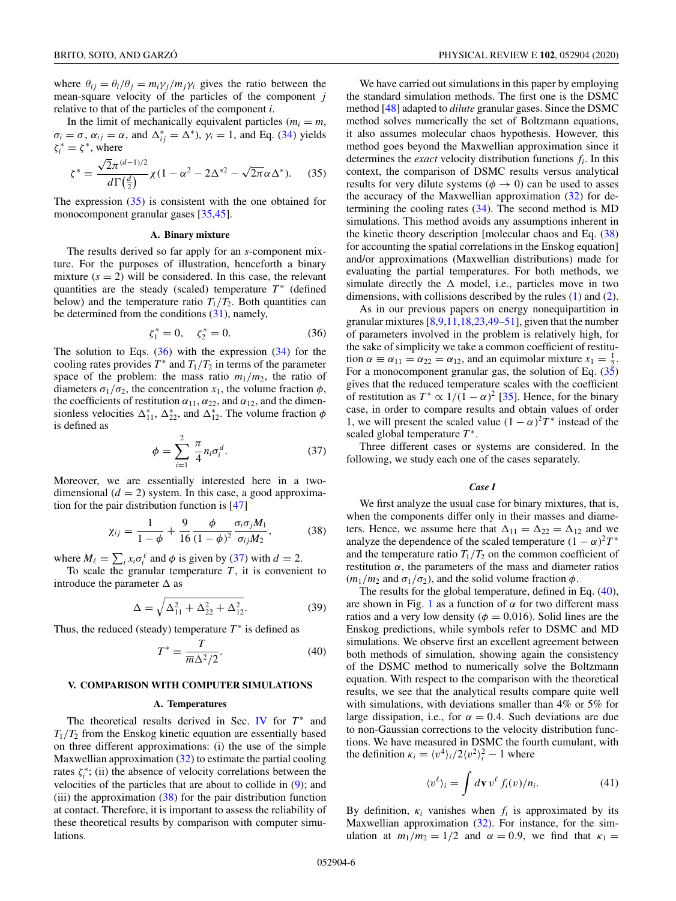where $\theta_{ij} = \theta_i/\theta_j = m_i\gamma_j/m_j\gamma_i$ gives the ratio between the mean-square velocity of the particles of the component $j$ relative to that of the particles of the component $i$.

In the limit of mechanically equivalent particles ($m_i = m$, $\sigma_i = \sigma$, $\alpha_{ij} = \alpha$, and $\Delta^*_{ij} = \Delta^*$), $\gamma_i = 1$, and Eq. (34) yields $\zeta^*_i = \zeta^*$, where

$$\zeta^* = \frac{\sqrt{2}\pi^{(d-1)/2}}{d\Gamma\left(\frac{d}{2}\right)}\chi(1-\alpha^2 - 2\Delta^{*2} - \sqrt{2\pi}\alpha\Delta^*). \tag{35}$$

The expression (35) is consistent with the one obtained for monocomponent granular gases [35,45].

### A. Binary mixture

The results derived so far apply for an $s$-component mixture. For the purposes of illustration, henceforth a binary mixture ($s = 2$) will be considered. In this case, the relevant quantities are the steady (scaled) temperature $T^*$ (defined below) and the temperature ratio $T_1/T_2$. Both quantities can be determined from the conditions (31), namely,

$$\zeta^*_1 = 0, \quad \zeta^*_2 = 0. \tag{36}$$

The solution to Eqs. (36) with the expression (34) for the cooling rates provides $T^*$ and $T_1/T_2$ in terms of the parameter space of the problem: the mass ratio $m_1/m_2$, the ratio of diameters $\sigma_1/\sigma_2$, the concentration $x_1$, the volume fraction $\phi$, the coefficients of restitution $\alpha_{11}$, $\alpha_{22}$, and $\alpha_{12}$, and the dimensionless velocities $\Delta^*_{11}$, $\Delta^*_{22}$, and $\Delta^*_{12}$. The volume fraction $\phi$ is defined as

$$\phi = \sum_{i=1}^{2} \frac{\pi}{4} n_i \sigma_i^d. \tag{37}$$

Moreover, we are essentially interested here in a two-dimensional ($d = 2$) system. In this case, a good approximation for the pair distribution function is [47]

$$\chi_{ij} = \frac{1}{1-\phi} + \frac{9}{16}\frac{\phi}{(1-\phi)^2}\frac{\sigma_i\sigma_j M_1}{\sigma_{ij}M_2}, \tag{38}$$

where $M_\ell = \sum_i x_i \sigma_i^\ell$ and $\phi$ is given by (37) with $d = 2$.

To scale the granular temperature $T$, it is convenient to introduce the parameter $\Delta$ as

$$\Delta = \sqrt{\Delta_{11}^2 + \Delta_{22}^2 + \Delta_{12}^2}. \tag{39}$$

Thus, the reduced (steady) temperature $T^*$ is defined as

$$T^* = \frac{T}{\overline{m}\Delta^2/2}. \tag{40}$$

## V. COMPARISON WITH COMPUTER SIMULATIONS

### A. Temperatures

The theoretical results derived in Sec. IV for $T^*$ and $T_1/T_2$ from the Enskog kinetic equation are essentially based on three different approximations: (i) the use of the simple Maxwellian approximation (32) to estimate the partial cooling rates $\zeta^*_i$; (ii) the absence of velocity correlations between the velocities of the particles that are about to collide in (9); and (iii) the approximation (38) for the pair distribution function at contact. Therefore, it is important to assess the reliability of these theoretical results by comparison with computer simulations.

We have carried out simulations in this paper by employing the standard simulation methods. The first one is the DSMC method [48] adapted to *dilute* granular gases. Since the DSMC method solves numerically the set of Boltzmann equations, it also assumes molecular chaos hypothesis. However, this method goes beyond the Maxwellian approximation since it determines the *exact* velocity distribution functions $f_i$. In this context, the comparison of DSMC results versus analytical results for very dilute systems ($\phi \to 0$) can be used to asses the accuracy of the Maxwellian approximation (32) for determining the cooling rates (34). The second method is MD simulations. This method avoids any assumptions inherent in the kinetic theory description [molecular chaos and Eq. (38) for accounting the spatial correlations in the Enskog equation] and/or approximations (Maxwellian distributions) made for evaluating the partial temperatures. For both methods, we simulate directly the $\Delta$ model, i.e., particles move in two dimensions, with collisions described by the rules (1) and (2).

As in our previous papers on energy nonequipartition in granular mixtures [8,9,11,18,23,49–51], given that the number of parameters involved in the problem is relatively high, for the sake of simplicity we take a common coefficient of restitution $\alpha \equiv \alpha_{11} = \alpha_{22} = \alpha_{12}$, and an equimolar mixture $x_1 = \frac{1}{2}$. For a monocomponent granular gas, the solution of Eq. (35) gives that the reduced temperature scales with the coefficient of restitution as $T^* \propto 1/(1-\alpha)^2$ [35]. Hence, for the binary case, in order to compare results and obtain values of order 1, we will present the scaled value $(1-\alpha)^2 T^*$ instead of the scaled global temperature $T^*$.

Three different cases or systems are considered. In the following, we study each one of the cases separately.

#### *Case I*

We first analyze the usual case for binary mixtures, that is, when the components differ only in their masses and diameters. Hence, we assume here that $\Delta_{11} = \Delta_{22} = \Delta_{12}$ and we analyze the dependence of the scaled temperature $(1-\alpha)^2 T^*$ and the temperature ratio $T_1/T_2$ on the common coefficient of restitution $\alpha$, the parameters of the mass and diameter ratios ($m_1/m_2$ and $\sigma_1/\sigma_2$), and the solid volume fraction $\phi$.

The results for the global temperature, defined in Eq. (40), are shown in Fig. 1 as a function of $\alpha$ for two different mass ratios and a very low density ($\phi = 0.016$). Solid lines are the Enskog predictions, while symbols refer to DSMC and MD simulations. We observe first an excellent agreement between both methods of simulation, showing again the consistency of the DSMC method to numerically solve the Boltzmann equation. With respect to the comparison with the theoretical results, we see that the analytical results compare quite well with simulations, with deviations smaller than 4% or 5% for large dissipation, i.e., for $\alpha = 0.4$. Such deviations are due to non-Gaussian corrections to the velocity distribution functions. We have measured in DSMC the fourth cumulant, with the definition $\kappa_i = \langle v^4\rangle_i/2\langle v^2\rangle_i^2 - 1$ where

$$\langle v^\ell\rangle_i = \int d\mathbf{v}\, v^\ell f_i(v)/n_i. \tag{41}$$

By definition, $\kappa_i$ vanishes when $f_i$ is approximated by its Maxwellian approximation (32). For instance, for the simulation at $m_1/m_2 = 1/2$ and $\alpha = 0.9$, we find that $\kappa_1 =$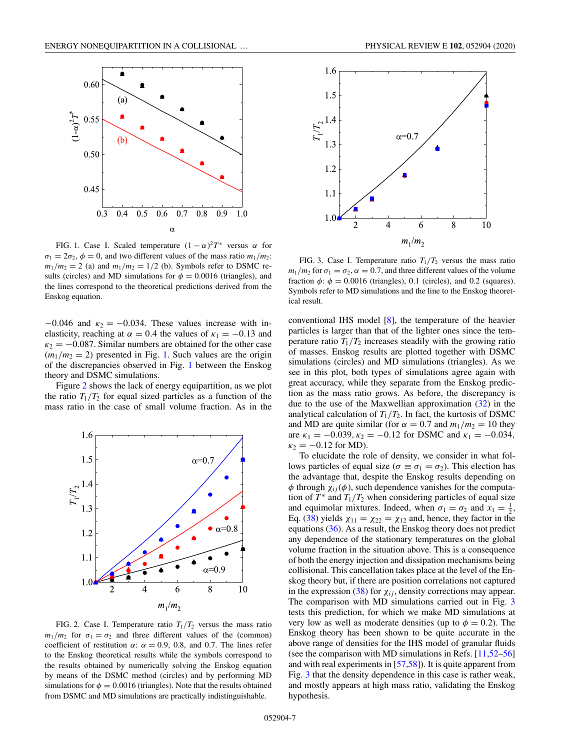FIG. 1. Case I. Scaled temperature $(1-\alpha)^2T^*$ versus $\alpha$ for $\sigma_1 = 2\sigma_2$, $\phi = 0$, and two different values of the mass ratio $m_1/m_2$: $m_1/m_2 = 2$ (a) and $m_1/m_2 = 1/2$ (b). Symbols refer to DSMC results (circles) and MD simulations for $\phi = 0.0016$ (triangles), and the lines correspond to the theoretical predictions derived from the Enskog equation.

$-0.046$ and $\kappa_2 = -0.034$. These values increase with inelasticity, reaching at $\alpha = 0.4$ the values of $\kappa_1 = -0.13$ and $\kappa_2 = -0.087$. Similar numbers are obtained for the other case $(m_1/m_2 = 2)$ presented in Fig. 1. Such values are the origin of the discrepancies observed in Fig. 1 between the Enskog theory and DSMC simulations.

Figure 2 shows the lack of energy equipartition, as we plot the ratio $T_1/T_2$ for equal sized particles as a function of the mass ratio in the case of small volume fraction. As in the conventional IHS model [8], the temperature of the heavier particles is larger than that of the lighter ones since the temperature ratio $T_1/T_2$ increases steadily with the growing ratio of masses. Enskog results are plotted together with DSMC simulations (circles) and MD simulations (triangles). As we see in this plot, both types of simulations agree again with great accuracy, while they separate from the Enskog prediction as the mass ratio grows. As before, the discrepancy is due to the use of the Maxwellian approximation (32) in the analytical calculation of $T_1/T_2$. In fact, the kurtosis of DSMC and MD are quite similar (for $\alpha = 0.7$ and $m_1/m_2 = 10$ they are $\kappa_1 = -0.039$, $\kappa_2 = -0.12$ for DSMC and $\kappa_1 = -0.034$, $\kappa_2 = -0.12$ for MD).

FIG. 2. Case I. Temperature ratio $T_1/T_2$ versus the mass ratio $m_1/m_2$ for $\sigma_1 = \sigma_2$ and three different values of the (common) coefficient of restitution $\alpha$: $\alpha = 0.9$, 0.8, and 0.7. The lines refer to the Enskog theoretical results while the symbols correspond to the results obtained by numerically solving the Enskog equation by means of the DSMC method (circles) and by performing MD simulations for $\phi = 0.0016$ (triangles). Note that the results obtained from DSMC and MD simulations are practically indistinguishable.

FIG. 3. Case I. Temperature ratio $T_1/T_2$ versus the mass ratio $m_1/m_2$ for $\sigma_1 = \sigma_2$, $\alpha = 0.7$, and three different values of the volume fraction $\phi$: $\phi = 0.0016$ (triangles), 0.1 (circles), and 0.2 (squares). Symbols refer to MD simulations and the line to the Enskog theoretical result.

To elucidate the role of density, we consider in what follows particles of equal size ($\sigma \equiv \sigma_1 = \sigma_2$). This election has the advantage that, despite the Enskog results depending on $\phi$ through $\chi_{ij}(\phi)$, such dependence vanishes for the computation of $T^*$ and $T_1/T_2$ when considering particles of equal size and equimolar mixtures. Indeed, when $\sigma_1 = \sigma_2$ and $x_1 = \frac{1}{2}$, Eq. (38) yields $\chi_{11} = \chi_{22} = \chi_{12}$ and, hence, they factor in the equations (36). As a result, the Enskog theory does not predict any dependence of the stationary temperatures on the global volume fraction in the situation above. This is a consequence of both the energy injection and dissipation mechanisms being collisional. This cancellation takes place at the level of the Enskog theory but, if there are position correlations not captured in the expression (38) for $\chi_{ij}$, density corrections may appear. The comparison with MD simulations carried out in Fig. 3 tests this prediction, for which we make MD simulations at very low as well as moderate densities (up to $\phi = 0.2$). The Enskog theory has been shown to be quite accurate in the above range of densities for the IHS model of granular fluids (see the comparison with MD simulations in Refs. [11,52–56] and with real experiments in [57,58]). It is quite apparent from Fig. 3 that the density dependence in this case is rather weak, and mostly appears at high mass ratio, validating the Enskog hypothesis.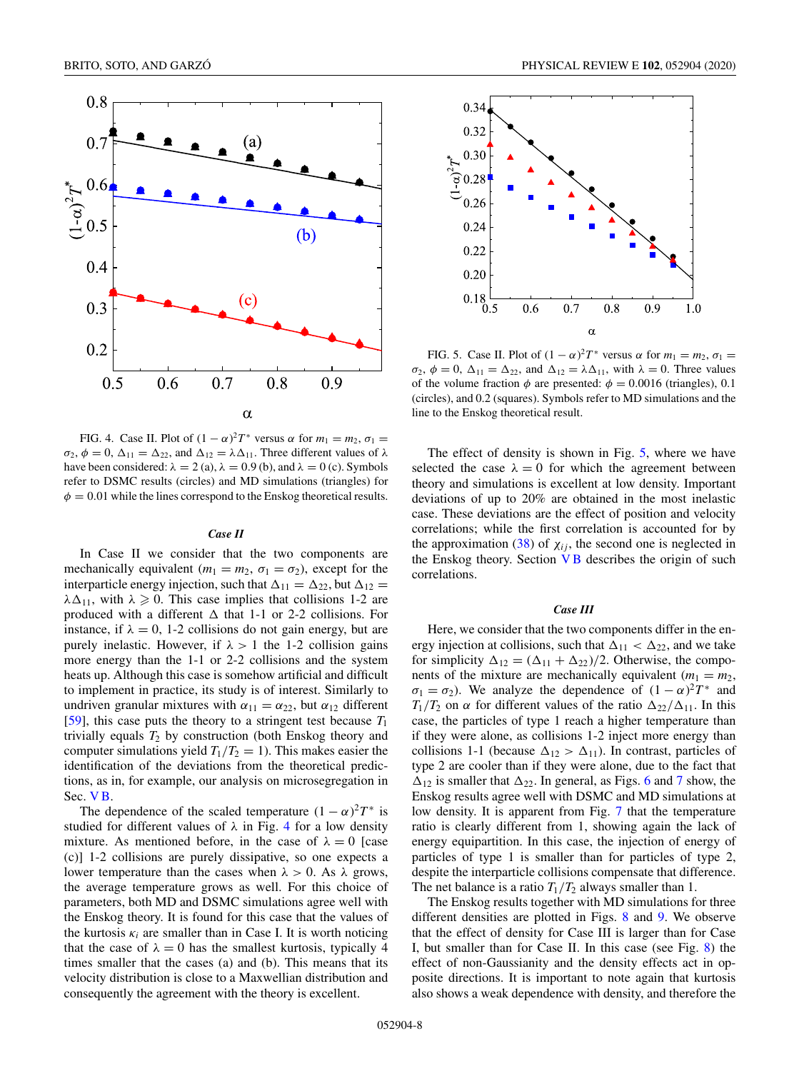FIG. 4. Case II. Plot of $(1-\alpha)^2 T^*$ versus $\alpha$ for $m_1 = m_2$, $\sigma_1 = \sigma_2$, $\phi = 0$, $\Delta_{11} = \Delta_{22}$, and $\Delta_{12} = \lambda\Delta_{11}$. Three different values of $\lambda$ have been considered: $\lambda = 2$ (a), $\lambda = 0.9$ (b), and $\lambda = 0$ (c). Symbols refer to DSMC results (circles) and MD simulations (triangles) for $\phi = 0.01$ while the lines correspond to the Enskog theoretical results.

### *Case II*

In Case II we consider that the two components are mechanically equivalent ($m_1 = m_2$, $\sigma_1 = \sigma_2$), except for the interparticle energy injection, such that $\Delta_{11} = \Delta_{22}$, but $\Delta_{12} = \lambda\Delta_{11}$, with $\lambda \geqslant 0$. This case implies that collisions 1-2 are produced with a different $\Delta$ that 1-1 or 2-2 collisions. For instance, if $\lambda = 0$, 1-2 collisions do not gain energy, but are purely inelastic. However, if $\lambda > 1$ the 1-2 collision gains more energy than the 1-1 or 2-2 collisions and the system heats up. Although this case is somehow artificial and difficult to implement in practice, its study is of interest. Similarly to undriven granular mixtures with $\alpha_{11} = \alpha_{22}$, but $\alpha_{12}$ different [59], this case puts the theory to a stringent test because $T_1$ trivially equals $T_2$ by construction (both Enskog theory and computer simulations yield $T_1/T_2 = 1$). This makes easier the identification of the deviations from the theoretical predictions, as in, for example, our analysis on microsegregation in Sec. V B.

The dependence of the scaled temperature $(1-\alpha)^2 T^*$ is studied for different values of $\lambda$ in Fig. 4 for a low density mixture. As mentioned before, in the case of $\lambda = 0$ [case (c)] 1-2 collisions are purely dissipative, so one expects a lower temperature than the cases when $\lambda > 0$. As $\lambda$ grows, the average temperature grows as well. For this choice of parameters, both MD and DSMC simulations agree well with the Enskog theory. It is found for this case that the values of the kurtosis $\kappa_i$ are smaller than in Case I. It is worth noticing that the case of $\lambda = 0$ has the smallest kurtosis, typically 4 times smaller that the cases (a) and (b). This means that its velocity distribution is close to a Maxwellian distribution and consequently the agreement with the theory is excellent.

FIG. 5. Case II. Plot of $(1-\alpha)^2 T^*$ versus $\alpha$ for $m_1 = m_2$, $\sigma_1 = \sigma_2$, $\phi = 0$, $\Delta_{11} = \Delta_{22}$, and $\Delta_{12} = \lambda\Delta_{11}$, with $\lambda = 0$. Three values of the volume fraction $\phi$ are presented: $\phi = 0.0016$ (triangles), 0.1 (circles), and 0.2 (squares). Symbols refer to MD simulations and the line to the Enskog theoretical result.

The effect of density is shown in Fig. 5, where we have selected the case $\lambda = 0$ for which the agreement between theory and simulations is excellent at low density. Important deviations of up to 20% are obtained in the most inelastic case. These deviations are the effect of position and velocity correlations; while the first correlation is accounted for by the approximation (38) of $\chi_{ij}$, the second one is neglected in the Enskog theory. Section V B describes the origin of such correlations.

### *Case III*

Here, we consider that the two components differ in the energy injection at collisions, such that $\Delta_{11} < \Delta_{22}$, and we take for simplicity $\Delta_{12} = (\Delta_{11} + \Delta_{22})/2$. Otherwise, the components of the mixture are mechanically equivalent ($m_1 = m_2$, $\sigma_1 = \sigma_2$). We analyze the dependence of $(1-\alpha)^2 T^*$ and $T_1/T_2$ on $\alpha$ for different values of the ratio $\Delta_{22}/\Delta_{11}$. In this case, the particles of type 1 reach a higher temperature than if they were alone, as collisions 1-2 inject more energy than collisions 1-1 (because $\Delta_{12} > \Delta_{11}$). In contrast, particles of type 2 are cooler than if they were alone, due to the fact that $\Delta_{12}$ is smaller that $\Delta_{22}$. In general, as Figs. 6 and 7 show, the Enskog results agree well with DSMC and MD simulations at low density. It is apparent from Fig. 7 that the temperature ratio is clearly different from 1, showing again the lack of energy equipartition. In this case, the injection of energy of particles of type 1 is smaller than for particles of type 2, despite the interparticle collisions compensate that difference. The net balance is a ratio $T_1/T_2$ always smaller than 1.

The Enskog results together with MD simulations for three different densities are plotted in Figs. 8 and 9. We observe that the effect of density for Case III is larger than for Case I, but smaller than for Case II. In this case (see Fig. 8) the effect of non-Gaussianity and the density effects act in opposite directions. It is important to note again that kurtosis also shows a weak dependence with density, and therefore the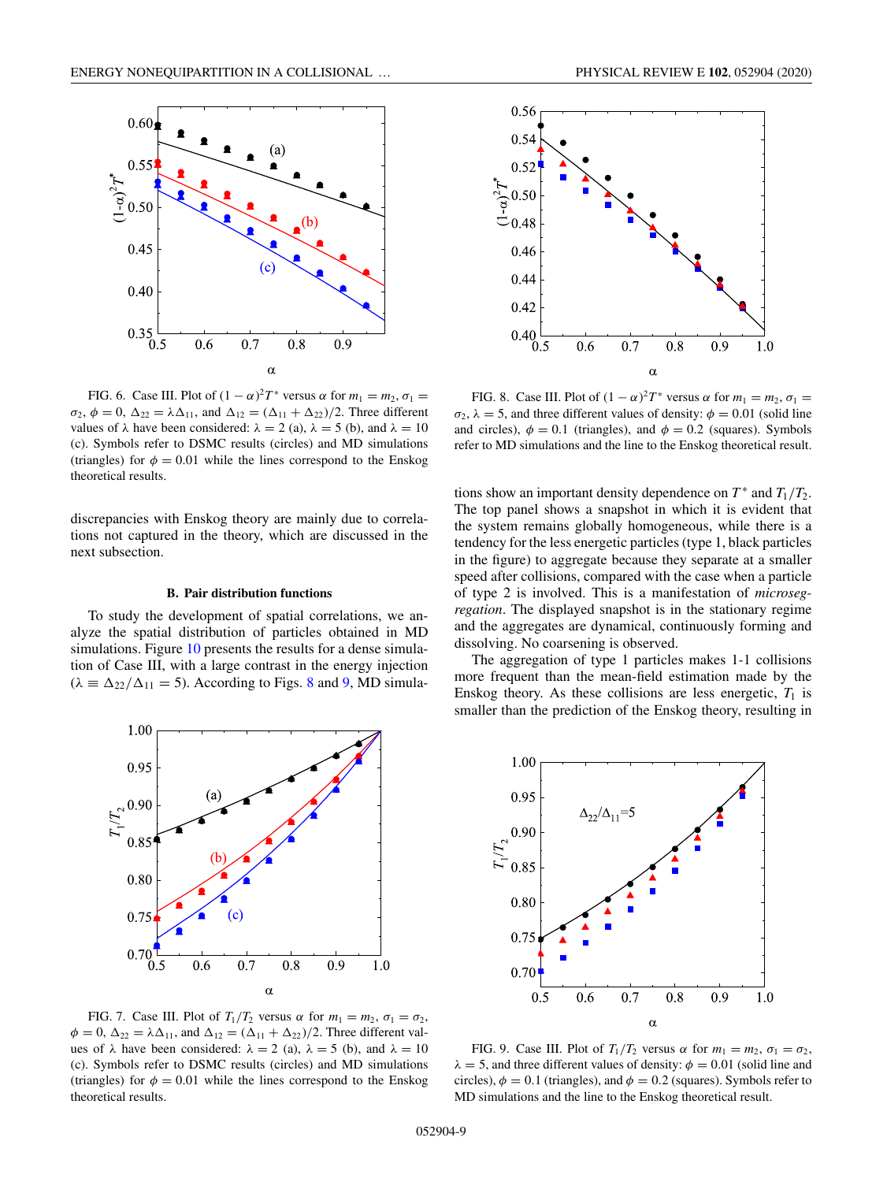FIG. 6. Case III. Plot of $(1-\alpha)^2 T^*$ versus $\alpha$ for $m_1 = m_2$, $\sigma_1 = \sigma_2$, $\phi = 0$, $\Delta_{22} = \lambda \Delta_{11}$, and $\Delta_{12} = (\Delta_{11} + \Delta_{22})/2$. Three different values of $\lambda$ have been considered: $\lambda = 2$ (a), $\lambda = 5$ (b), and $\lambda = 10$ (c). Symbols refer to DSMC results (circles) and MD simulations (triangles) for $\phi = 0.01$ while the lines correspond to the Enskog theoretical results.

FIG. 8. Case III. Plot of $(1-\alpha)^2 T^*$ versus $\alpha$ for $m_1 = m_2$, $\sigma_1 = \sigma_2$, $\lambda = 5$, and three different values of density: $\phi = 0.01$ (solid line and circles), $\phi = 0.1$ (triangles), and $\phi = 0.2$ (squares). Symbols refer to MD simulations and the line to the Enskog theoretical result.

discrepancies with Enskog theory are mainly due to correlations not captured in the theory, which are discussed in the next subsection.

### B. Pair distribution functions

To study the development of spatial correlations, we analyze the spatial distribution of particles obtained in MD simulations. Figure 10 presents the results for a dense simulation of Case III, with a large contrast in the energy injection ($\lambda \equiv \Delta_{22}/\Delta_{11} = 5$). According to Figs. 8 and 9, MD simulations show an important density dependence on $T^*$ and $T_1/T_2$. The top panel shows a snapshot in which it is evident that the system remains globally homogeneous, while there is a tendency for the less energetic particles (type 1, black particles in the figure) to aggregate because they separate at a smaller speed after collisions, compared with the case when a particle of type 2 is involved. This is a manifestation of *microsegregation*. The displayed snapshot is in the stationary regime and the aggregates are dynamical, continuously forming and dissolving. No coarsening is observed.

The aggregation of type 1 particles makes 1-1 collisions more frequent than the mean-field estimation made by the Enskog theory. As these collisions are less energetic, $T_1$ is smaller than the prediction of the Enskog theory, resulting in

FIG. 7. Case III. Plot of $T_1/T_2$ versus $\alpha$ for $m_1 = m_2$, $\sigma_1 = \sigma_2$, $\phi = 0$, $\Delta_{22} = \lambda \Delta_{11}$, and $\Delta_{12} = (\Delta_{11} + \Delta_{22})/2$. Three different values of $\lambda$ have been considered: $\lambda = 2$ (a), $\lambda = 5$ (b), and $\lambda = 10$ (c). Symbols refer to DSMC results (circles) and MD simulations (triangles) for $\phi = 0.01$ while the lines correspond to the Enskog theoretical results.

FIG. 9. Case III. Plot of $T_1/T_2$ versus $\alpha$ for $m_1 = m_2$, $\sigma_1 = \sigma_2$, $\lambda = 5$, and three different values of density: $\phi = 0.01$ (solid line and circles), $\phi = 0.1$ (triangles), and $\phi = 0.2$ (squares). Symbols refer to MD simulations and the line to the Enskog theoretical result.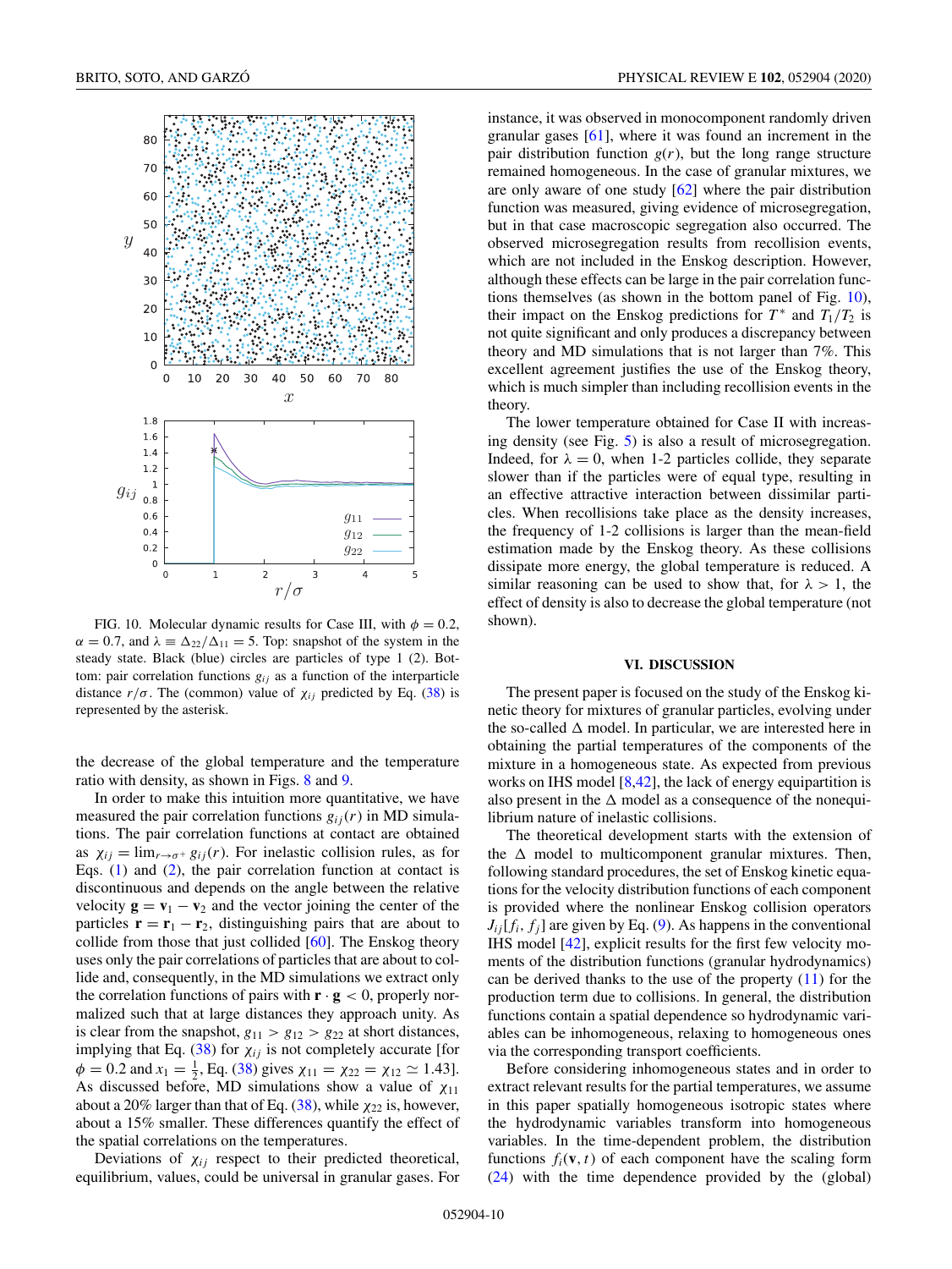FIG. 10. Molecular dynamic results for Case III, with $\phi = 0.2$, $\alpha = 0.7$, and $\lambda \equiv \Delta_{22}/\Delta_{11} = 5$. Top: snapshot of the system in the steady state. Black (blue) circles are particles of type 1 (2). Bottom: pair correlation functions $g_{ij}$ as a function of the interparticle distance $r/\sigma$. The (common) value of $\chi_{ij}$ predicted by Eq. (38) is represented by the asterisk.

the decrease of the global temperature and the temperature ratio with density, as shown in Figs. 8 and 9.

In order to make this intuition more quantitative, we have measured the pair correlation functions $g_{ij}(r)$ in MD simulations. The pair correlation functions at contact are obtained as $\chi_{ij} = \lim_{r\to\sigma^+} g_{ij}(r)$. For inelastic collision rules, as for Eqs. (1) and (2), the pair correlation function at contact is discontinuous and depends on the angle between the relative velocity $\mathbf{g} = \mathbf{v}_1 - \mathbf{v}_2$ and the vector joining the center of the particles $\mathbf{r} = \mathbf{r}_1 - \mathbf{r}_2$, distinguishing pairs that are about to collide from those that just collided [60]. The Enskog theory uses only the pair correlations of particles that are about to collide and, consequently, in the MD simulations we extract only the correlation functions of pairs with $\mathbf{r}\cdot\mathbf{g} < 0$, properly normalized such that at large distances they approach unity. As is clear from the snapshot, $g_{11} > g_{12} > g_{22}$ at short distances, implying that Eq. (38) for $\chi_{ij}$ is not completely accurate [for $\phi = 0.2$ and $x_1 = \frac{1}{2}$, Eq. (38) gives $\chi_{11} = \chi_{22} = \chi_{12} \simeq 1.43$]. As discussed before, MD simulations show a value of $\chi_{11}$ about a 20% larger than that of Eq. (38), while $\chi_{22}$ is, however, about a 15% smaller. These differences quantify the effect of the spatial correlations on the temperatures.

Deviations of $\chi_{ij}$ respect to their predicted theoretical, equilibrium, values, could be universal in granular gases. For instance, it was observed in monocomponent randomly driven granular gases [61], where it was found an increment in the pair distribution function $g(r)$, but the long range structure remained homogeneous. In the case of granular mixtures, we are only aware of one study [62] where the pair distribution function was measured, giving evidence of microsegregation, but in that case macroscopic segregation also occurred. The observed microsegregation results from recollision events, which are not included in the Enskog description. However, although these effects can be large in the pair correlation functions themselves (as shown in the bottom panel of Fig. 10), their impact on the Enskog predictions for $T^*$ and $T_1/T_2$ is not quite significant and only produces a discrepancy between theory and MD simulations that is not larger than 7%. This excellent agreement justifies the use of the Enskog theory, which is much simpler than including recollision events in the theory.

The lower temperature obtained for Case II with increasing density (see Fig. 5) is also a result of microsegregation. Indeed, for $\lambda = 0$, when 1-2 particles collide, they separate slower than if the particles were of equal type, resulting in an effective attractive interaction between dissimilar particles. When recollisions take place as the density increases, the frequency of 1-2 collisions is larger than the mean-field estimation made by the Enskog theory. As these collisions dissipate more energy, the global temperature is reduced. A similar reasoning can be used to show that, for $\lambda > 1$, the effect of density is also to decrease the global temperature (not shown).

## VI. DISCUSSION

The present paper is focused on the study of the Enskog kinetic theory for mixtures of granular particles, evolving under the so-called $\Delta$ model. In particular, we are interested here in obtaining the partial temperatures of the components of the mixture in a homogeneous state. As expected from previous works on IHS model [8,42], the lack of energy equipartition is also present in the $\Delta$ model as a consequence of the nonequilibrium nature of inelastic collisions.

The theoretical development starts with the extension of the $\Delta$ model to multicomponent granular mixtures. Then, following standard procedures, the set of Enskog kinetic equations for the velocity distribution functions of each component is provided where the nonlinear Enskog collision operators $J_{ij}[f_i, f_j]$ are given by Eq. (9). As happens in the conventional IHS model [42], explicit results for the first few velocity moments of the distribution functions (granular hydrodynamics) can be derived thanks to the use of the property (11) for the production term due to collisions. In general, the distribution functions contain a spatial dependence so hydrodynamic variables can be inhomogeneous, relaxing to homogeneous ones via the corresponding transport coefficients.

Before considering inhomogeneous states and in order to extract relevant results for the partial temperatures, we assume in this paper spatially homogeneous isotropic states where the hydrodynamic variables transform into homogeneous variables. In the time-dependent problem, the distribution functions $f_i(\mathbf{v}, t)$ of each component have the scaling form (24) with the time dependence provided by the (global)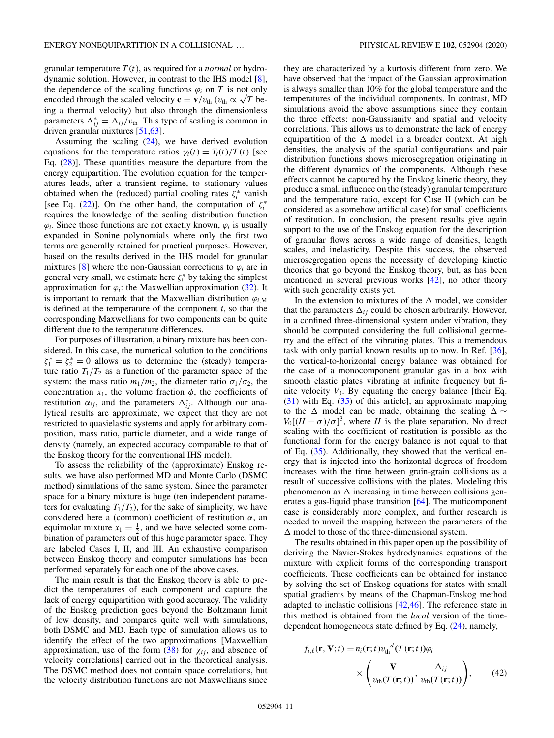granular temperature $T(t)$, as required for a *normal* or hydrodynamic solution. However, in contrast to the IHS model [8], the dependence of the scaling functions $\varphi_i$ on $T$ is not only encoded through the scaled velocity $\mathbf{c} = \mathbf{v}/v_{\text{th}}$ ($v_{\text{th}} \propto \sqrt{T}$ being a thermal velocity) but also through the dimensionless parameters $\Delta_{ij}^* = \Delta_{ij}/v_{\text{th}}$. This type of scaling is common in driven granular mixtures [51,63].

Assuming the scaling (24), we have derived evolution equations for the temperature ratios $\gamma_i(t) = T_i(t)/T(t)$ [see Eq. (28)]. These quantities measure the departure from the energy equipartition. The evolution equation for the temperatures leads, after a transient regime, to stationary values obtained when the (reduced) partial cooling rates $\zeta_i^*$ vanish [see Eq. (22)]. On the other hand, the computation of $\zeta_i^*$ requires the knowledge of the scaling distribution function $\varphi_i$. Since those functions are not exactly known, $\varphi_i$ is usually expanded in Sonine polynomials where only the first two terms are generally retained for practical purposes. However, based on the results derived in the IHS model for granular mixtures [8] where the non-Gaussian corrections to $\varphi_i$ are in general very small, we estimate here $\zeta_i^*$ by taking the simplest approximation for $\varphi_i$: the Maxwellian approximation (32). It is important to remark that the Maxwellian distribution $\varphi_{i,\text{M}}$ is defined at the temperature of the component $i$, so that the corresponding Maxwellians for two components can be quite different due to the temperature differences.

For purposes of illustration, a binary mixture has been considered. In this case, the numerical solution to the conditions $\zeta_1^* = \zeta_2^* = 0$ allows us to determine the (steady) temperature ratio $T_1/T_2$ as a function of the parameter space of the system: the mass ratio $m_1/m_2$, the diameter ratio $\sigma_1/\sigma_2$, the concentration $x_1$, the volume fraction $\phi$, the coefficients of restitution $\alpha_{ij}$, and the parameters $\Delta_{ij}^*$. Although our analytical results are approximate, we expect that they are not restricted to quasielastic systems and apply for arbitrary composition, mass ratio, particle diameter, and a wide range of density (namely, an expected accuracy comparable to that of the Enskog theory for the conventional IHS model).

To assess the reliability of the (approximate) Enskog results, we have also performed MD and Monte Carlo (DSMC method) simulations of the same system. Since the parameter space for a binary mixture is huge (ten independent parameters for evaluating $T_1/T_2$), for the sake of simplicity, we have considered here a (common) coefficient of restitution $\alpha$, an equimolar mixture $x_1 = \frac{1}{2}$, and we have selected some combination of parameters out of this huge parameter space. They are labeled Cases I, II, and III. An exhaustive comparison between Enskog theory and computer simulations has been performed separately for each one of the above cases.

The main result is that the Enskog theory is able to predict the temperatures of each component and capture the lack of energy equipartition with good accuracy. The validity of the Enskog prediction goes beyond the Boltzmann limit of low density, and compares quite well with simulations, both DSMC and MD. Each type of simulation allows us to identify the effect of the two approximations [Maxwellian approximation, use of the form (38) for $\chi_{ij}$, and absence of velocity correlations] carried out in the theoretical analysis. The DSMC method does not contain space correlations, but the velocity distribution functions are not Maxwellians since they are characterized by a kurtosis different from zero. We have observed that the impact of the Gaussian approximation is always smaller than 10% for the global temperature and the temperatures of the individual components. In contrast, MD simulations avoid the above assumptions since they contain the three effects: non-Gaussianity and spatial and velocity correlations. This allows us to demonstrate the lack of energy equipartition of the $\Delta$ model in a broader context. At high densities, the analysis of the spatial configurations and pair distribution functions shows microsegregation originating in the different dynamics of the components. Although these effects cannot be captured by the Enskog kinetic theory, they produce a small influence on the (steady) granular temperature and the temperature ratio, except for Case II (which can be considered as a somehow artificial case) for small coefficients of restitution. In conclusion, the present results give again support to the use of the Enskog equation for the description of granular flows across a wide range of densities, length scales, and inelasticity. Despite this success, the observed microsegregation opens the necessity of developing kinetic theories that go beyond the Enskog theory, but, as has been mentioned in several previous works [42], no other theory with such generality exists yet.

In the extension to mixtures of the $\Delta$ model, we consider that the parameters $\Delta_{ij}$ could be chosen arbitrarily. However, in a confined three-dimensional system under vibration, they should be computed considering the full collisional geometry and the effect of the vibrating plates. This a tremendous task with only partial known results up to now. In Ref. [36], the vertical-to-horizontal energy balance was obtained for the case of a monocomponent granular gas in a box with smooth elastic plates vibrating at infinite frequency but finite velocity $V_0$. By equating the energy balance [their Eq. (31) with Eq. (35) of this article], an approximate mapping to the $\Delta$ model can be made, obtaining the scaling $\Delta \sim V_0[(H-\sigma)/\sigma]^3$, where $H$ is the plate separation. No direct scaling with the coefficient of restitution is possible as the functional form for the energy balance is not equal to that of Eq. (35). Additionally, they showed that the vertical energy that is injected into the horizontal degrees of freedom increases with the time between grain-grain collisions as a result of successive collisions with the plates. Modeling this phenomenon as $\Delta$ increasing in time between collisions generates a gas-liquid phase transition [64]. The muticomponent case is considerably more complex, and further research is needed to unveil the mapping between the parameters of the $\Delta$ model to those of the three-dimensional system.

The results obtained in this paper open up the possibility of deriving the Navier-Stokes hydrodynamics equations of the mixture with explicit forms of the corresponding transport coefficients. These coefficients can be obtained for instance by solving the set of Enskog equations for states with small spatial gradients by means of the Chapman-Enskog method adapted to inelastic collisions [42,46]. The reference state in this method is obtained from the *local* version of the time-dependent homogeneous state defined by Eq. (24), namely,

$$f_{i,\ell}(\mathbf{r}, \mathbf{V}; t) = n_i(\mathbf{r}; t) v_{\text{th}}^{-d}(T(\mathbf{r}; t)) \varphi_i \times \left( \frac{\mathbf{V}}{v_{\text{th}}(T(\mathbf{r}; t))}, \frac{\Delta_{ij}}{v_{\text{th}}(T(\mathbf{r}; t))} \right), \tag{42}$$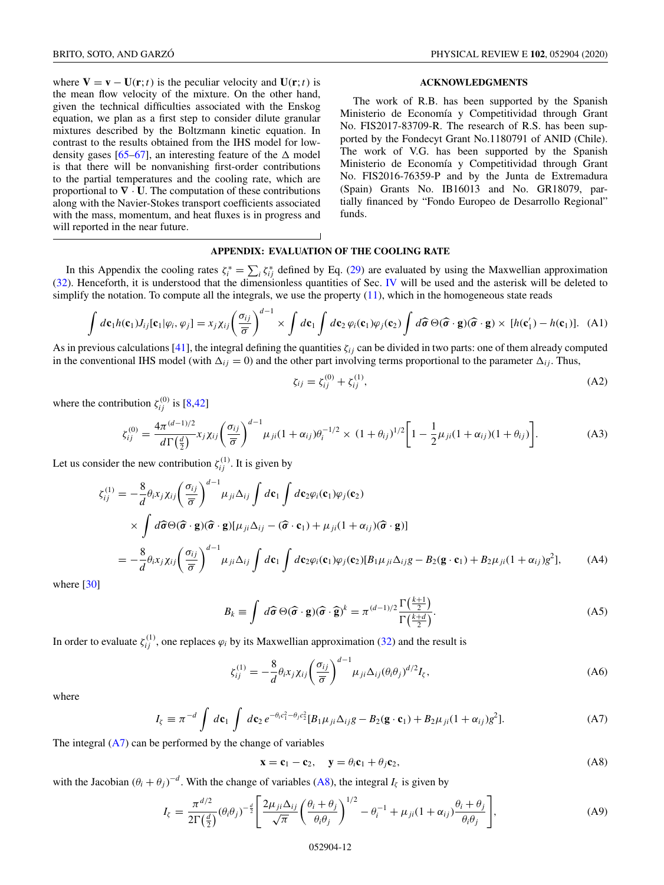where $\mathbf{V} = \mathbf{v} - \mathbf{U}(\mathbf{r};t)$ is the peculiar velocity and $\mathbf{U}(\mathbf{r};t)$ is the mean flow velocity of the mixture. On the other hand, given the technical difficulties associated with the Enskog equation, we plan as a first step to consider dilute granular mixtures described by the Boltzmann kinetic equation. In contrast to the results obtained from the IHS model for low-density gases [65–67], an interesting feature of the $\Delta$ model is that there will be nonvanishing first-order contributions to the partial temperatures and the cooling rate, which are proportional to $\nabla \cdot \mathbf{U}$. The computation of these contributions along with the Navier-Stokes transport coefficients associated with the mass, momentum, and heat fluxes is in progress and will reported in the near future.

## ACKNOWLEDGMENTS

The work of R.B. has been supported by the Spanish Ministerio de Economía y Competitividad through Grant No. FIS2017-83709-R. The research of R.S. has been supported by the Fondecyt Grant No.1180791 of ANID (Chile). The work of V.G. has been supported by the Spanish Ministerio de Economía y Competitividad through Grant No. FIS2016-76359-P and by the Junta de Extremadura (Spain) Grants No. IB16013 and No. GR18079, partially financed by "Fondo Europeo de Desarrollo Regional" funds.

## APPENDIX: EVALUATION OF THE COOLING RATE

In this Appendix the cooling rates $\zeta_i^* = \sum_i \zeta_{ij}^*$ defined by Eq. (29) are evaluated by using the Maxwellian approximation (32). Henceforth, it is understood that the dimensionless quantities of Sec. IV will be used and the asterisk will be deleted to simplify the notation. To compute all the integrals, we use the property (11), which in the homogeneous state reads

$$\int d\mathbf{c}_1 h(\mathbf{c}_1) J_{ij}[\mathbf{c}_1|\varphi_i,\varphi_j] = x_j \chi_{ij}\left(\frac{\sigma_{ij}}{\sigma}\right)^{d-1} \times \int d\mathbf{c}_1 \int d\mathbf{c}_2\, \varphi_i(\mathbf{c}_1)\varphi_j(\mathbf{c}_2) \int d\widehat{\boldsymbol{\sigma}}\, \Theta(\widehat{\boldsymbol{\sigma}}\cdot\mathbf{g})(\widehat{\boldsymbol{\sigma}}\cdot\mathbf{g}) \times [h(\mathbf{c}_1') - h(\mathbf{c}_1)]. \tag{A1}$$

As in previous calculations [41], the integral defining the quantities $\zeta_{ij}$ can be divided in two parts: one of them already computed in the conventional IHS model (with $\Delta_{ij} = 0$) and the other part involving terms proportional to the parameter $\Delta_{ij}$. Thus,

$$\zeta_{ij} = \zeta_{ij}^{(0)} + \zeta_{ij}^{(1)}, \tag{A2}$$

where the contribution $\zeta_{ij}^{(0)}$ is [8,42]

$$\zeta_{ij}^{(0)} = \frac{4\pi^{(d-1)/2}}{d\Gamma\left(\frac{d}{2}\right)} x_j \chi_{ij}\left(\frac{\sigma_{ij}}{\sigma}\right)^{d-1} \mu_{ji}(1+\alpha_{ij})\theta_i^{-1/2} \times (1+\theta_{ij})^{1/2}\left[1 - \frac{1}{2}\mu_{ji}(1+\alpha_{ij})(1+\theta_{ij})\right]. \tag{A3}$$

Let us consider the new contribution $\zeta_{ij}^{(1)}$. It is given by

$$\begin{aligned}
\zeta_{ij}^{(1)} &= -\frac{8}{d}\theta_i x_j \chi_{ij}\left(\frac{\sigma_{ij}}{\sigma}\right)^{d-1} \mu_{ji}\Delta_{ij} \int d\mathbf{c}_1 \int d\mathbf{c}_2 \varphi_i(\mathbf{c}_1)\varphi_j(\mathbf{c}_2) \\
&\quad \times \int d\widehat{\boldsymbol{\sigma}}\Theta(\widehat{\boldsymbol{\sigma}}\cdot\mathbf{g})(\widehat{\boldsymbol{\sigma}}\cdot\mathbf{g})[\mu_{ji}\Delta_{ij} - (\widehat{\boldsymbol{\sigma}}\cdot\mathbf{c}_1) + \mu_{ji}(1+\alpha_{ij})(\widehat{\boldsymbol{\sigma}}\cdot\mathbf{g})] \\
&= -\frac{8}{d}\theta_i x_j \chi_{ij}\left(\frac{\sigma_{ij}}{\sigma}\right)^{d-1} \mu_{ji}\Delta_{ij} \int d\mathbf{c}_1 \int d\mathbf{c}_2 \varphi_i(\mathbf{c}_1)\varphi_j(\mathbf{c}_2)[B_1\mu_{ji}\Delta_{ij} g - B_2(\mathbf{g}\cdot\mathbf{c}_1) + B_2\mu_{ji}(1+\alpha_{ij})g^2],
\end{aligned} \tag{A4}$$

where [30]

$$B_k \equiv \int d\widehat{\boldsymbol{\sigma}}\,\Theta(\widehat{\boldsymbol{\sigma}}\cdot\mathbf{g})(\widehat{\boldsymbol{\sigma}}\cdot\widehat{\mathbf{g}})^k = \pi^{(d-1)/2}\frac{\Gamma\left(\frac{k+1}{2}\right)}{\Gamma\left(\frac{k+d}{2}\right)}. \tag{A5}$$

In order to evaluate $\zeta_{ij}^{(1)}$, one replaces $\varphi_i$ by its Maxwellian approximation (32) and the result is

$$\zeta_{ij}^{(1)} = -\frac{8}{d}\theta_i x_j \chi_{ij}\left(\frac{\sigma_{ij}}{\sigma}\right)^{d-1} \mu_{ji}\Delta_{ij}(\theta_i\theta_j)^{d/2} I_\zeta, \tag{A6}$$

where

$$I_\zeta \equiv \pi^{-d}\int d\mathbf{c}_1 \int d\mathbf{c}_2\, e^{-\theta_i c_1^2 - \theta_j c_2^2}[B_1\mu_{ji}\Delta_{ij} g - B_2(\mathbf{g}\cdot\mathbf{c}_1) + B_2\mu_{ji}(1+\alpha_{ij})g^2]. \tag{A7}$$

The integral (A7) can be performed by the change of variables

$$\mathbf{x} = \mathbf{c}_1 - \mathbf{c}_2, \quad \mathbf{y} = \theta_i\mathbf{c}_1 + \theta_j\mathbf{c}_2, \tag{A8}$$

with the Jacobian $(\theta_i + \theta_j)^{-d}$. With the change of variables (A8), the integral $I_\zeta$ is given by

$$I_\zeta = \frac{\pi^{d/2}}{2\Gamma\left(\frac{d}{2}\right)}(\theta_i\theta_j)^{-\frac{d}{2}}\left[\frac{2\mu_{ji}\Delta_{ij}}{\sqrt{\pi}}\left(\frac{\theta_i+\theta_j}{\theta_i\theta_j}\right)^{1/2} - \theta_i^{-1} + \mu_{ji}(1+\alpha_{ij})\frac{\theta_i+\theta_j}{\theta_i\theta_j}\right], \tag{A9}$$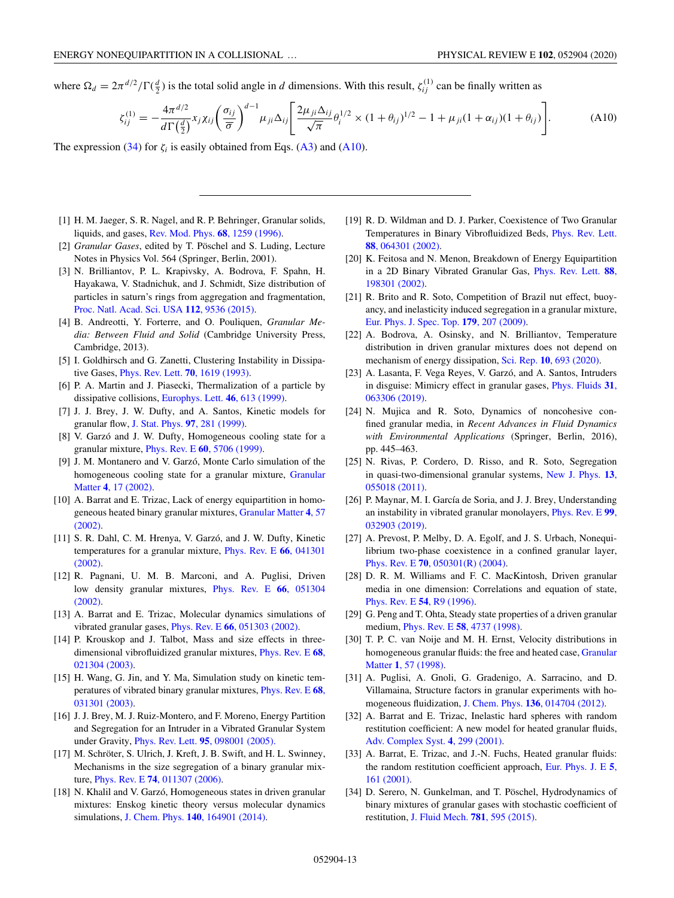where $\Omega_d = 2\pi^{d/2}/\Gamma(\frac{d}{2})$ is the total solid angle in $d$ dimensions. With this result, $\zeta_{ij}^{(1)}$ can be finally written as

$$\zeta_{ij}^{(1)} = -\frac{4\pi^{d/2}}{d\Gamma\left(\frac{d}{2}\right)} x_j \chi_{ij} \left(\frac{\sigma_{ij}}{\overline{\sigma}}\right)^{d-1} \mu_{ji} \Delta_{ij} \left[ \frac{2\mu_{ji}\Delta_{ij}}{\sqrt{\pi}} \theta_i^{1/2} \times (1+\theta_{ij})^{1/2} - 1 + \mu_{ji}(1+\alpha_{ij})(1+\theta_{ij}) \right]. \tag{A10}$$

The expression (34) for $\zeta_i$ is easily obtained from Eqs. (A3) and (A10).

---

[1] H. M. Jaeger, S. R. Nagel, and R. P. Behringer, Granular solids, liquids, and gases, Rev. Mod. Phys. **68**, 1259 (1996).

[2] *Granular Gases*, edited by T. Pöschel and S. Luding, Lecture Notes in Physics Vol. 564 (Springer, Berlin, 2001).

[3] N. Brilliantov, P. L. Krapivsky, A. Bodrova, F. Spahn, H. Hayakawa, V. Stadnichuk, and J. Schmidt, Size distribution of particles in saturn's rings from aggregation and fragmentation, Proc. Natl. Acad. Sci. USA **112**, 9536 (2015).

[4] B. Andreotti, Y. Forterre, and O. Pouliquen, *Granular Media: Between Fluid and Solid* (Cambridge University Press, Cambridge, 2013).

[5] I. Goldhirsch and G. Zanetti, Clustering Instability in Dissipative Gases, Phys. Rev. Lett. **70**, 1619 (1993).

[6] P. A. Martin and J. Piasecki, Thermalization of a particle by dissipative collisions, Europhys. Lett. **46**, 613 (1999).

[7] J. J. Brey, J. W. Dufty, and A. Santos, Kinetic models for granular flow, J. Stat. Phys. **97**, 281 (1999).

[8] V. Garzó and J. W. Dufty, Homogeneous cooling state for a granular mixture, Phys. Rev. E **60**, 5706 (1999).

[9] J. M. Montanero and V. Garzó, Monte Carlo simulation of the homogeneous cooling state for a granular mixture, Granular Matter **4**, 17 (2002).

[10] A. Barrat and E. Trizac, Lack of energy equipartition in homogeneous heated binary granular mixtures, Granular Matter **4**, 57 (2002).

[11] S. R. Dahl, C. M. Hrenya, V. Garzó, and J. W. Dufty, Kinetic temperatures for a granular mixture, Phys. Rev. E **66**, 041301 (2002).

[12] R. Pagnani, U. M. B. Marconi, and A. Puglisi, Driven low density granular mixtures, Phys. Rev. E **66**, 051304 (2002).

[13] A. Barrat and E. Trizac, Molecular dynamics simulations of vibrated granular gases, Phys. Rev. E **66**, 051303 (2002).

[14] P. Krouskop and J. Talbot, Mass and size effects in three-dimensional vibrofluidized granular mixtures, Phys. Rev. E **68**, 021304 (2003).

[15] H. Wang, G. Jin, and Y. Ma, Simulation study on kinetic temperatures of vibrated binary granular mixtures, Phys. Rev. E **68**, 031301 (2003).

[16] J. J. Brey, M. J. Ruiz-Montero, and F. Moreno, Energy Partition and Segregation for an Intruder in a Vibrated Granular System under Gravity, Phys. Rev. Lett. **95**, 098001 (2005).

[17] M. Schröter, S. Ulrich, J. Kreft, J. B. Swift, and H. L. Swinney, Mechanisms in the size segregation of a binary granular mixture, Phys. Rev. E **74**, 011307 (2006).

[18] N. Khalil and V. Garzó, Homogeneous states in driven granular mixtures: Enskog kinetic theory versus molecular dynamics simulations, J. Chem. Phys. **140**, 164901 (2014).

[19] R. D. Wildman and D. J. Parker, Coexistence of Two Granular Temperatures in Binary Vibrofluidized Beds, Phys. Rev. Lett. **88**, 064301 (2002).

[20] K. Feitosa and N. Menon, Breakdown of Energy Equipartition in a 2D Binary Vibrated Granular Gas, Phys. Rev. Lett. **88**, 198301 (2002).

[21] R. Brito and R. Soto, Competition of Brazil nut effect, buoyancy, and inelasticity induced segregation in a granular mixture, Eur. Phys. J. Spec. Top. **179**, 207 (2009).

[22] A. Bodrova, A. Osinsky, and N. Brilliantov, Temperature distribution in driven granular mixtures does not depend on mechanism of energy dissipation, Sci. Rep. **10**, 693 (2020).

[23] A. Lasanta, F. Vega Reyes, V. Garzó, and A. Santos, Intruders in disguise: Mimicry effect in granular gases, Phys. Fluids **31**, 063306 (2019).

[24] N. Mujica and R. Soto, Dynamics of noncohesive confined granular media, in *Recent Advances in Fluid Dynamics with Environmental Applications* (Springer, Berlin, 2016), pp. 445–463.

[25] N. Rivas, P. Cordero, D. Risso, and R. Soto, Segregation in quasi-two-dimensional granular systems, New J. Phys. **13**, 055018 (2011).

[26] P. Maynar, M. I. García de Soria, and J. J. Brey, Understanding an instability in vibrated granular monolayers, Phys. Rev. E **99**, 032903 (2019).

[27] A. Prevost, P. Melby, D. A. Egolf, and J. S. Urbach, Nonequilibrium two-phase coexistence in a confined granular layer, Phys. Rev. E **70**, 050301(R) (2004).

[28] D. R. M. Williams and F. C. MacKintosh, Driven granular media in one dimension: Correlations and equation of state, Phys. Rev. E **54**, R9 (1996).

[29] G. Peng and T. Ohta, Steady state properties of a driven granular medium, Phys. Rev. E **58**, 4737 (1998).

[30] T. P. C. van Noije and M. H. Ernst, Velocity distributions in homogeneous granular fluids: the free and heated case, Granular Matter **1**, 57 (1998).

[31] A. Puglisi, A. Gnoli, G. Gradenigo, A. Sarracino, and D. Villamaina, Structure factors in granular experiments with homogeneous fluidization, J. Chem. Phys. **136**, 014704 (2012).

[32] A. Barrat and E. Trizac, Inelastic hard spheres with random restitution coefficient: A new model for heated granular fluids, Adv. Complex Syst. **4**, 299 (2001).

[33] A. Barrat, E. Trizac, and J.-N. Fuchs, Heated granular fluids: the random restitution coefficient approach, Eur. Phys. J. E **5**, 161 (2001).

[34] D. Serero, N. Gunkelman, and T. Pöschel, Hydrodynamics of binary mixtures of granular gases with stochastic coefficient of restitution, J. Fluid Mech. **781**, 595 (2015).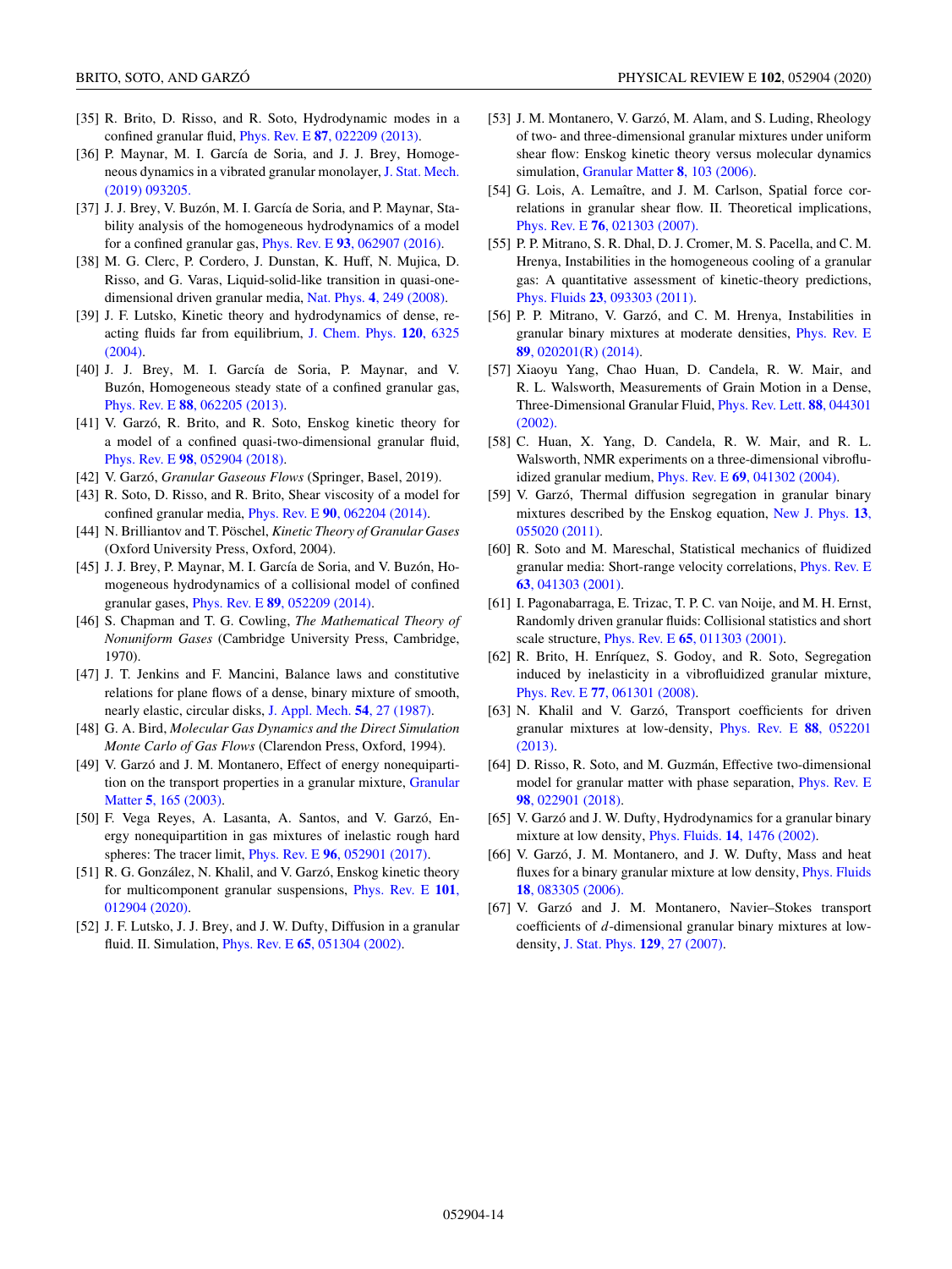[35] R. Brito, D. Risso, and R. Soto, Hydrodynamic modes in a confined granular fluid, Phys. Rev. E **87**, 022209 (2013).

[36] P. Maynar, M. I. García de Soria, and J. J. Brey, Homogeneous dynamics in a vibrated granular monolayer, J. Stat. Mech. (2019) 093205.

[37] J. J. Brey, V. Buzón, M. I. García de Soria, and P. Maynar, Stability analysis of the homogeneous hydrodynamics of a model for a confined granular gas, Phys. Rev. E **93**, 062907 (2016).

[38] M. G. Clerc, P. Cordero, J. Dunstan, K. Huff, N. Mujica, D. Risso, and G. Varas, Liquid-solid-like transition in quasi-one-dimensional driven granular media, Nat. Phys. **4**, 249 (2008).

[39] J. F. Lutsko, Kinetic theory and hydrodynamics of dense, reacting fluids far from equilibrium, J. Chem. Phys. **120**, 6325 (2004).

[40] J. J. Brey, M. I. García de Soria, P. Maynar, and V. Buzón, Homogeneous steady state of a confined granular gas, Phys. Rev. E **88**, 062205 (2013).

[41] V. Garzó, R. Brito, and R. Soto, Enskog kinetic theory for a model of a confined quasi-two-dimensional granular fluid, Phys. Rev. E **98**, 052904 (2018).

[42] V. Garzó, *Granular Gaseous Flows* (Springer, Basel, 2019).

[43] R. Soto, D. Risso, and R. Brito, Shear viscosity of a model for confined granular media, Phys. Rev. E **90**, 062204 (2014).

[44] N. Brilliantov and T. Pöschel, *Kinetic Theory of Granular Gases* (Oxford University Press, Oxford, 2004).

[45] J. J. Brey, P. Maynar, M. I. García de Soria, and V. Buzón, Homogeneous hydrodynamics of a collisional model of confined granular gases, Phys. Rev. E **89**, 052209 (2014).

[46] S. Chapman and T. G. Cowling, *The Mathematical Theory of Nonuniform Gases* (Cambridge University Press, Cambridge, 1970).

[47] J. T. Jenkins and F. Mancini, Balance laws and constitutive relations for plane flows of a dense, binary mixture of smooth, nearly elastic, circular disks, J. Appl. Mech. **54**, 27 (1987).

[48] G. A. Bird, *Molecular Gas Dynamics and the Direct Simulation Monte Carlo of Gas Flows* (Clarendon Press, Oxford, 1994).

[49] V. Garzó and J. M. Montanero, Effect of energy nonequipartition on the transport properties in a granular mixture, Granular Matter **5**, 165 (2003).

[50] F. Vega Reyes, A. Lasanta, A. Santos, and V. Garzó, Energy nonequipartition in gas mixtures of inelastic rough hard spheres: The tracer limit, Phys. Rev. E **96**, 052901 (2017).

[51] R. G. González, N. Khalil, and V. Garzó, Enskog kinetic theory for multicomponent granular suspensions, Phys. Rev. E **101**, 012904 (2020).

[52] J. F. Lutsko, J. J. Brey, and J. W. Dufty, Diffusion in a granular fluid. II. Simulation, Phys. Rev. E **65**, 051304 (2002).

[53] J. M. Montanero, V. Garzó, M. Alam, and S. Luding, Rheology of two- and three-dimensional granular mixtures under uniform shear flow: Enskog kinetic theory versus molecular dynamics simulation, Granular Matter **8**, 103 (2006).

[54] G. Lois, A. Lemaître, and J. M. Carlson, Spatial force correlations in granular shear flow. II. Theoretical implications, Phys. Rev. E **76**, 021303 (2007).

[55] P. P. Mitrano, S. R. Dhal, D. J. Cromer, M. S. Pacella, and C. M. Hrenya, Instabilities in the homogeneous cooling of a granular gas: A quantitative assessment of kinetic-theory predictions, Phys. Fluids **23**, 093303 (2011).

[56] P. P. Mitrano, V. Garzó, and C. M. Hrenya, Instabilities in granular binary mixtures at moderate densities, Phys. Rev. E **89**, 020201(R) (2014).

[57] Xiaoyu Yang, Chao Huan, D. Candela, R. W. Mair, and R. L. Walsworth, Measurements of Grain Motion in a Dense, Three-Dimensional Granular Fluid, Phys. Rev. Lett. **88**, 044301 (2002).

[58] C. Huan, X. Yang, D. Candela, R. W. Mair, and R. L. Walsworth, NMR experiments on a three-dimensional vibrofluidized granular medium, Phys. Rev. E **69**, 041302 (2004).

[59] V. Garzó, Thermal diffusion segregation in granular binary mixtures described by the Enskog equation, New J. Phys. **13**, 055020 (2011).

[60] R. Soto and M. Mareschal, Statistical mechanics of fluidized granular media: Short-range velocity correlations, Phys. Rev. E **63**, 041303 (2001).

[61] I. Pagonabarraga, E. Trizac, T. P. C. van Noije, and M. H. Ernst, Randomly driven granular fluids: Collisional statistics and short scale structure, Phys. Rev. E **65**, 011303 (2001).

[62] R. Brito, H. Enríquez, S. Godoy, and R. Soto, Segregation induced by inelasticity in a vibrofluidized granular mixture, Phys. Rev. E **77**, 061301 (2008).

[63] N. Khalil and V. Garzó, Transport coefficients for driven granular mixtures at low-density, Phys. Rev. E **88**, 052201 (2013).

[64] D. Risso, R. Soto, and M. Guzmán, Effective two-dimensional model for granular matter with phase separation, Phys. Rev. E **98**, 022901 (2018).

[65] V. Garzó and J. W. Dufty, Hydrodynamics for a granular binary mixture at low density, Phys. Fluids. **14**, 1476 (2002).

[66] V. Garzó, J. M. Montanero, and J. W. Dufty, Mass and heat fluxes for a binary granular mixture at low density, Phys. Fluids **18**, 083305 (2006).

[67] V. Garzó and J. M. Montanero, Navier–Stokes transport coefficients of $d$-dimensional granular binary mixtures at low-density, J. Stat. Phys. **129**, 27 (2007).